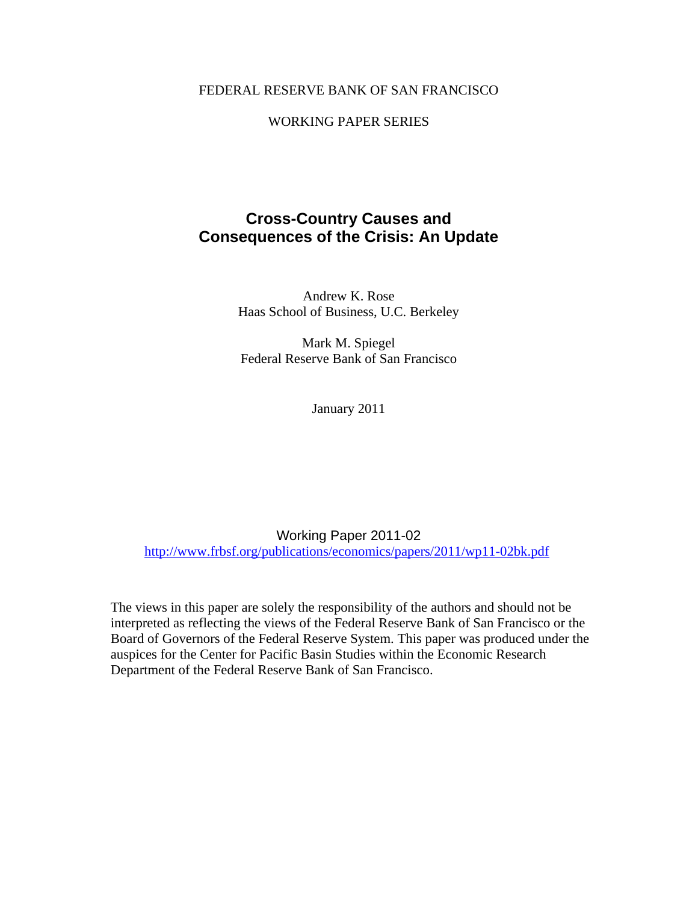FEDERAL RESERVE BANK OF SAN FRANCISCO

WORKING PAPER SERIES

# Cross-Country Causes and Consequences of the Crisis: An Update

Andrew K. Rose
Haas School of Business, U.C. Berkeley

Mark M. Spiegel
Federal Reserve Bank of San Francisco

January 2011

Working Paper 2011-02
http://www.frbsf.org/publications/economics/papers/2011/wp11-02bk.pdf

The views in this paper are solely the responsibility of the authors and should not be interpreted as reflecting the views of the Federal Reserve Bank of San Francisco or the Board of Governors of the Federal Reserve System. This paper was produced under the auspices for the Center for Pacific Basin Studies within the Economic Research Department of the Federal Reserve Bank of San Francisco.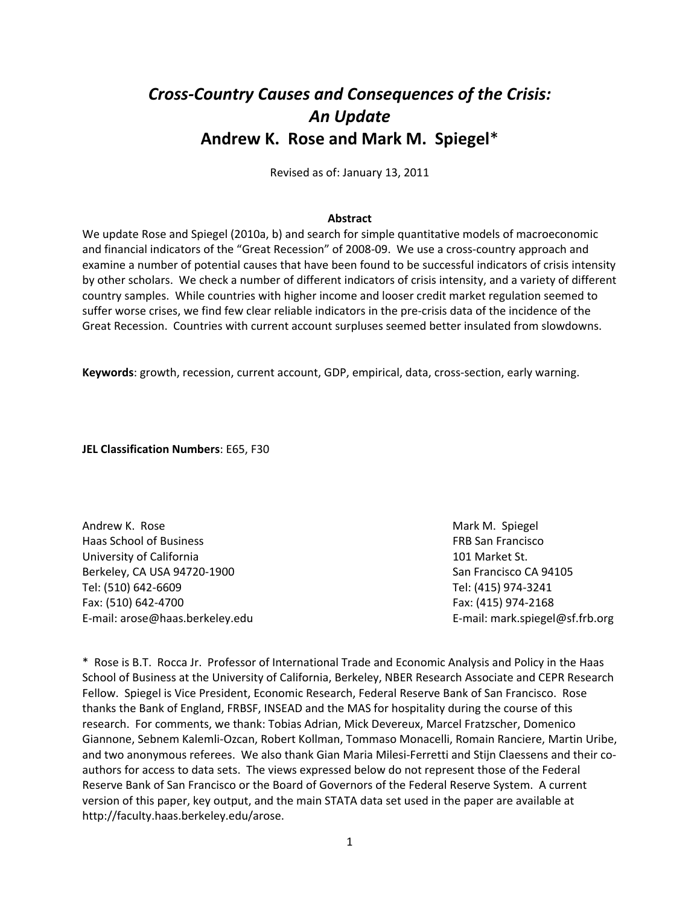# *Cross-Country Causes and Consequences of the Crisis: An Update*

## Andrew K. Rose and Mark M. Spiegel*

Revised as of: January 13, 2011

### Abstract

We update Rose and Spiegel (2010a, b) and search for simple quantitative models of macroeconomic and financial indicators of the "Great Recession" of 2008-09. We use a cross-country approach and examine a number of potential causes that have been found to be successful indicators of crisis intensity by other scholars. We check a number of different indicators of crisis intensity, and a variety of different country samples. While countries with higher income and looser credit market regulation seemed to suffer worse crises, we find few clear reliable indicators in the pre-crisis data of the incidence of the Great Recession. Countries with current account surpluses seemed better insulated from slowdowns.

**Keywords**: growth, recession, current account, GDP, empirical, data, cross-section, early warning.

**JEL Classification Numbers**: E65, F30

Andrew K. Rose
Haas School of Business
University of California
Berkeley, CA USA 94720-1900
Tel: (510) 642-6609
Fax: (510) 642-4700
E-mail: arose@haas.berkeley.edu

Mark M. Spiegel
FRB San Francisco
101 Market St.
San Francisco CA 94105
Tel: (415) 974-3241
Fax: (415) 974-2168
E-mail: mark.spiegel@sf.frb.org

\* Rose is B.T. Rocca Jr. Professor of International Trade and Economic Analysis and Policy in the Haas School of Business at the University of California, Berkeley, NBER Research Associate and CEPR Research Fellow. Spiegel is Vice President, Economic Research, Federal Reserve Bank of San Francisco. Rose thanks the Bank of England, FRBSF, INSEAD and the MAS for hospitality during the course of this research. For comments, we thank: Tobias Adrian, Mick Devereux, Marcel Fratzscher, Domenico Giannone, Sebnem Kalemli-Ozcan, Robert Kollman, Tommaso Monacelli, Romain Ranciere, Martin Uribe, and two anonymous referees. We also thank Gian Maria Milesi-Ferretti and Stijn Claessens and their co-authors for access to data sets. The views expressed below do not represent those of the Federal Reserve Bank of San Francisco or the Board of Governors of the Federal Reserve System. A current version of this paper, key output, and the main STATA data set used in the paper are available at http://faculty.haas.berkeley.edu/arose.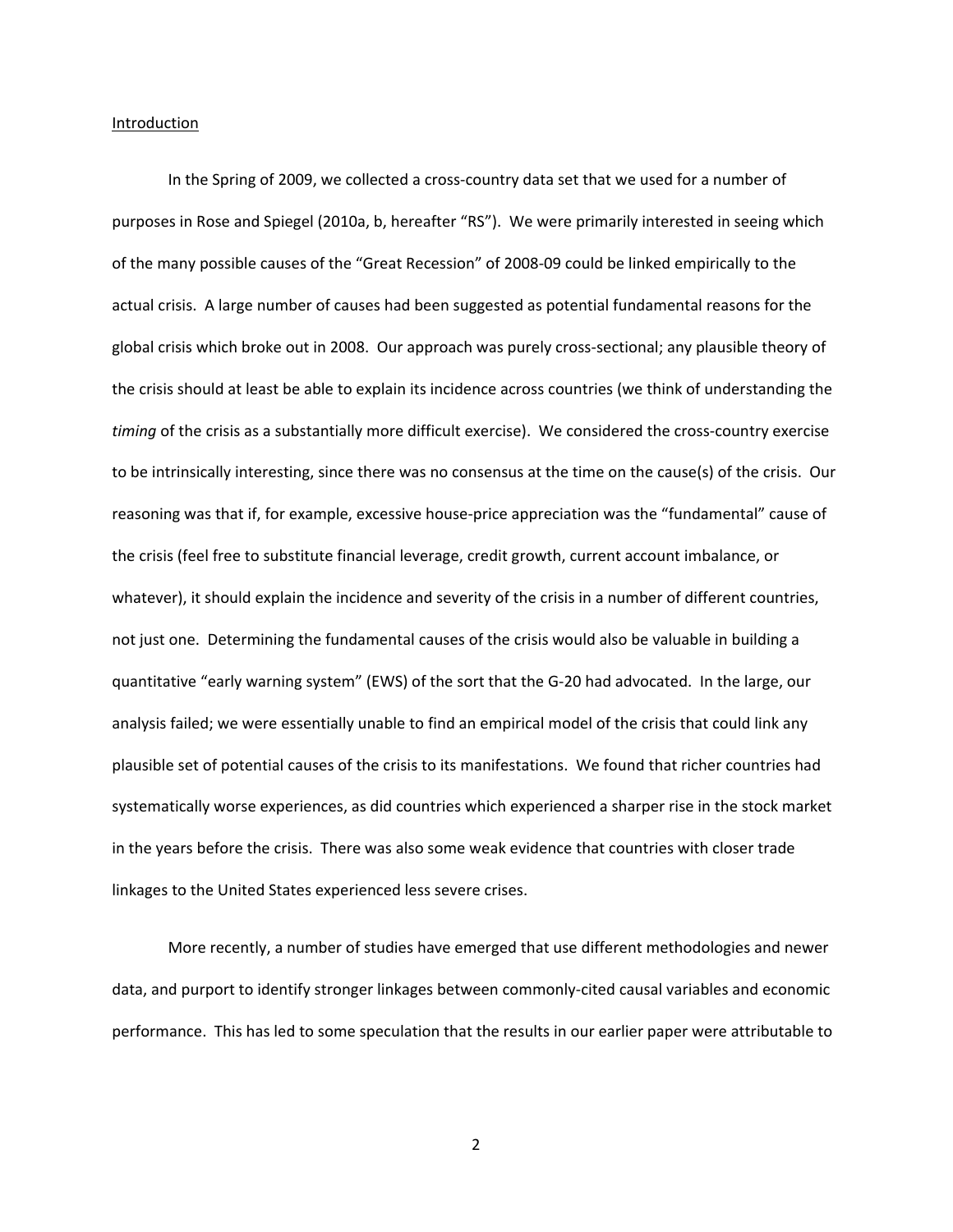## Introduction

In the Spring of 2009, we collected a cross-country data set that we used for a number of purposes in Rose and Spiegel (2010a, b, hereafter "RS"). We were primarily interested in seeing which of the many possible causes of the "Great Recession" of 2008-09 could be linked empirically to the actual crisis. A large number of causes had been suggested as potential fundamental reasons for the global crisis which broke out in 2008. Our approach was purely cross-sectional; any plausible theory of the crisis should at least be able to explain its incidence across countries (we think of understanding the *timing* of the crisis as a substantially more difficult exercise). We considered the cross-country exercise to be intrinsically interesting, since there was no consensus at the time on the cause(s) of the crisis. Our reasoning was that if, for example, excessive house-price appreciation was the "fundamental" cause of the crisis (feel free to substitute financial leverage, credit growth, current account imbalance, or whatever), it should explain the incidence and severity of the crisis in a number of different countries, not just one. Determining the fundamental causes of the crisis would also be valuable in building a quantitative "early warning system" (EWS) of the sort that the G-20 had advocated. In the large, our analysis failed; we were essentially unable to find an empirical model of the crisis that could link any plausible set of potential causes of the crisis to its manifestations. We found that richer countries had systematically worse experiences, as did countries which experienced a sharper rise in the stock market in the years before the crisis. There was also some weak evidence that countries with closer trade linkages to the United States experienced less severe crises.

More recently, a number of studies have emerged that use different methodologies and newer data, and purport to identify stronger linkages between commonly-cited causal variables and economic performance. This has led to some speculation that the results in our earlier paper were attributable to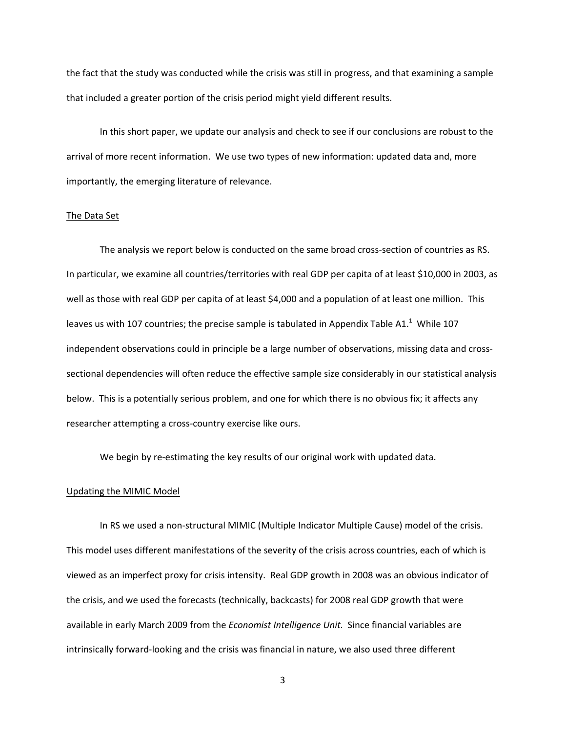the fact that the study was conducted while the crisis was still in progress, and that examining a sample that included a greater portion of the crisis period might yield different results.

In this short paper, we update our analysis and check to see if our conclusions are robust to the arrival of more recent information. We use two types of new information: updated data and, more importantly, the emerging literature of relevance.

## The Data Set

The analysis we report below is conducted on the same broad cross-section of countries as RS. In particular, we examine all countries/territories with real GDP per capita of at least $10,000 in 2003, as well as those with real GDP per capita of at least $4,000 and a population of at least one million. This leaves us with 107 countries; the precise sample is tabulated in Appendix Table A1.[1] While 107 independent observations could in principle be a large number of observations, missing data and cross-sectional dependencies will often reduce the effective sample size considerably in our statistical analysis below. This is a potentially serious problem, and one for which there is no obvious fix; it affects any researcher attempting a cross-country exercise like ours.

We begin by re-estimating the key results of our original work with updated data.

## Updating the MIMIC Model

In RS we used a non-structural MIMIC (Multiple Indicator Multiple Cause) model of the crisis. This model uses different manifestations of the severity of the crisis across countries, each of which is viewed as an imperfect proxy for crisis intensity. Real GDP growth in 2008 was an obvious indicator of the crisis, and we used the forecasts (technically, backcasts) for 2008 real GDP growth that were available in early March 2009 from the *Economist Intelligence Unit.* Since financial variables are intrinsically forward-looking and the crisis was financial in nature, we also used three different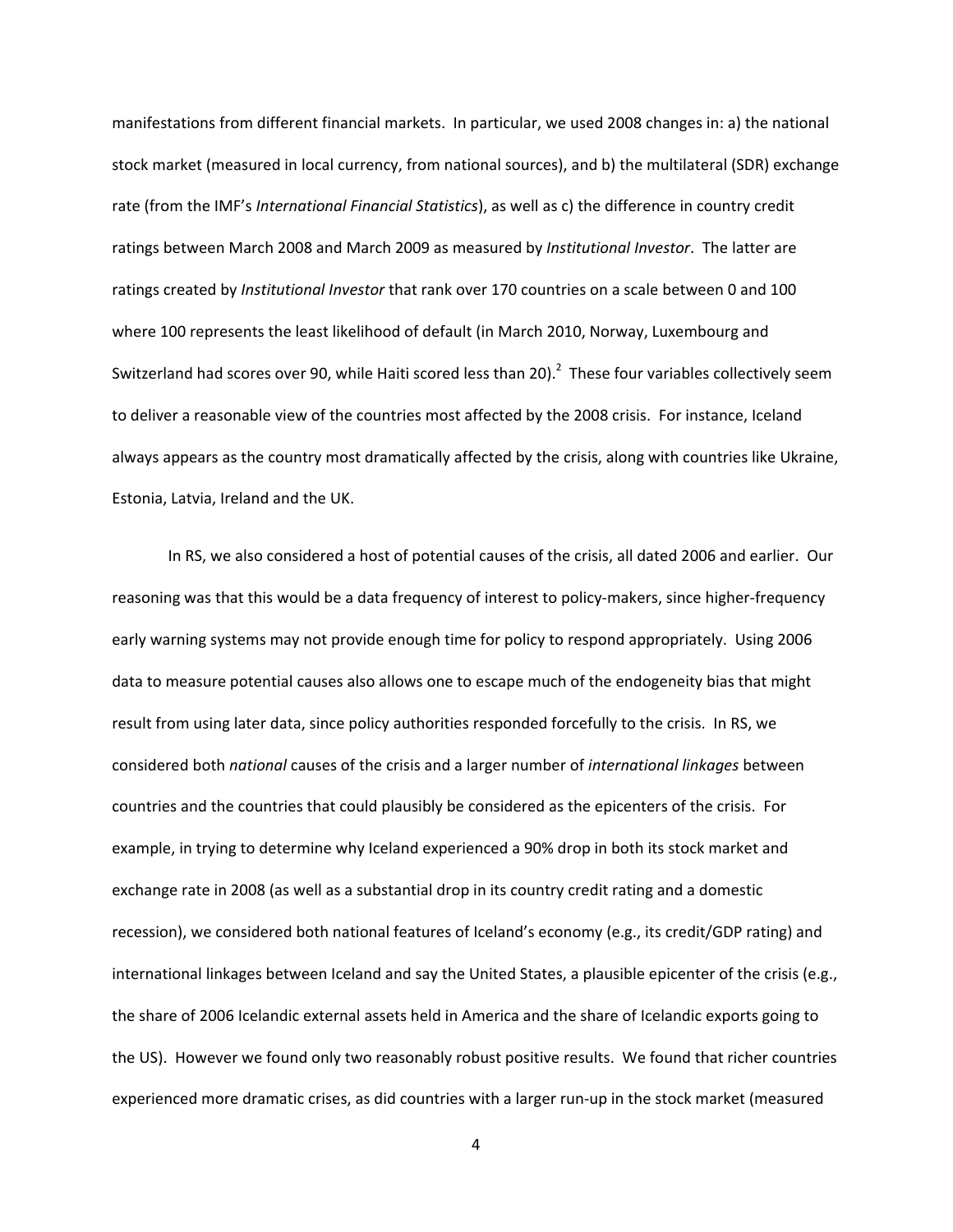manifestations from different financial markets. In particular, we used 2008 changes in: a) the national stock market (measured in local currency, from national sources), and b) the multilateral (SDR) exchange rate (from the IMF's *International Financial Statistics*), as well as c) the difference in country credit ratings between March 2008 and March 2009 as measured by *Institutional Investor*. The latter are ratings created by *Institutional Investor* that rank over 170 countries on a scale between 0 and 100 where 100 represents the least likelihood of default (in March 2010, Norway, Luxembourg and Switzerland had scores over 90, while Haiti scored less than 20).[2] These four variables collectively seem to deliver a reasonable view of the countries most affected by the 2008 crisis. For instance, Iceland always appears as the country most dramatically affected by the crisis, along with countries like Ukraine, Estonia, Latvia, Ireland and the UK.

In RS, we also considered a host of potential causes of the crisis, all dated 2006 and earlier. Our reasoning was that this would be a data frequency of interest to policy-makers, since higher-frequency early warning systems may not provide enough time for policy to respond appropriately. Using 2006 data to measure potential causes also allows one to escape much of the endogeneity bias that might result from using later data, since policy authorities responded forcefully to the crisis. In RS, we considered both *national* causes of the crisis and a larger number of *international linkages* between countries and the countries that could plausibly be considered as the epicenters of the crisis. For example, in trying to determine why Iceland experienced a 90% drop in both its stock market and exchange rate in 2008 (as well as a substantial drop in its country credit rating and a domestic recession), we considered both national features of Iceland's economy (e.g., its credit/GDP rating) and international linkages between Iceland and say the United States, a plausible epicenter of the crisis (e.g., the share of 2006 Icelandic external assets held in America and the share of Icelandic exports going to the US). However we found only two reasonably robust positive results. We found that richer countries experienced more dramatic crises, as did countries with a larger run-up in the stock market (measured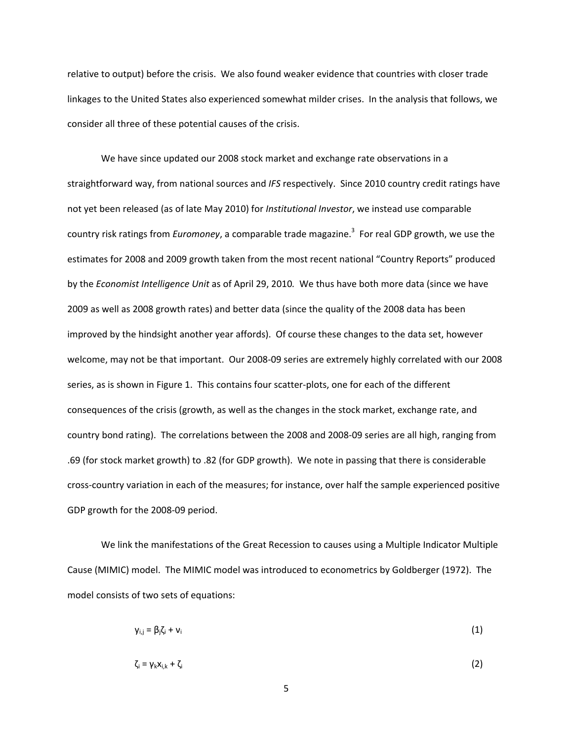relative to output) before the crisis. We also found weaker evidence that countries with closer trade linkages to the United States also experienced somewhat milder crises. In the analysis that follows, we consider all three of these potential causes of the crisis.

We have since updated our 2008 stock market and exchange rate observations in a straightforward way, from national sources and *IFS* respectively. Since 2010 country credit ratings have not yet been released (as of late May 2010) for *Institutional Investor*, we instead use comparable country risk ratings from *Euromoney*, a comparable trade magazine.[3] For real GDP growth, we use the estimates for 2008 and 2009 growth taken from the most recent national "Country Reports" produced by the *Economist Intelligence Unit* as of April 29, 2010*.* We thus have both more data (since we have 2009 as well as 2008 growth rates) and better data (since the quality of the 2008 data has been improved by the hindsight another year affords). Of course these changes to the data set, however welcome, may not be that important. Our 2008-09 series are extremely highly correlated with our 2008 series, as is shown in Figure 1. This contains four scatter-plots, one for each of the different consequences of the crisis (growth, as well as the changes in the stock market, exchange rate, and country bond rating). The correlations between the 2008 and 2008-09 series are all high, ranging from .69 (for stock market growth) to .82 (for GDP growth). We note in passing that there is considerable cross-country variation in each of the measures; for instance, over half the sample experienced positive GDP growth for the 2008-09 period.

We link the manifestations of the Great Recession to causes using a Multiple Indicator Multiple Cause (MIMIC) model. The MIMIC model was introduced to econometrics by Goldberger (1972). The model consists of two sets of equations:

$$y_{i,j} = \beta_j \zeta_i + \nu_i \tag{1}$$

$$\zeta_i = \gamma_k x_{i,k} + \zeta_i \tag{2}$$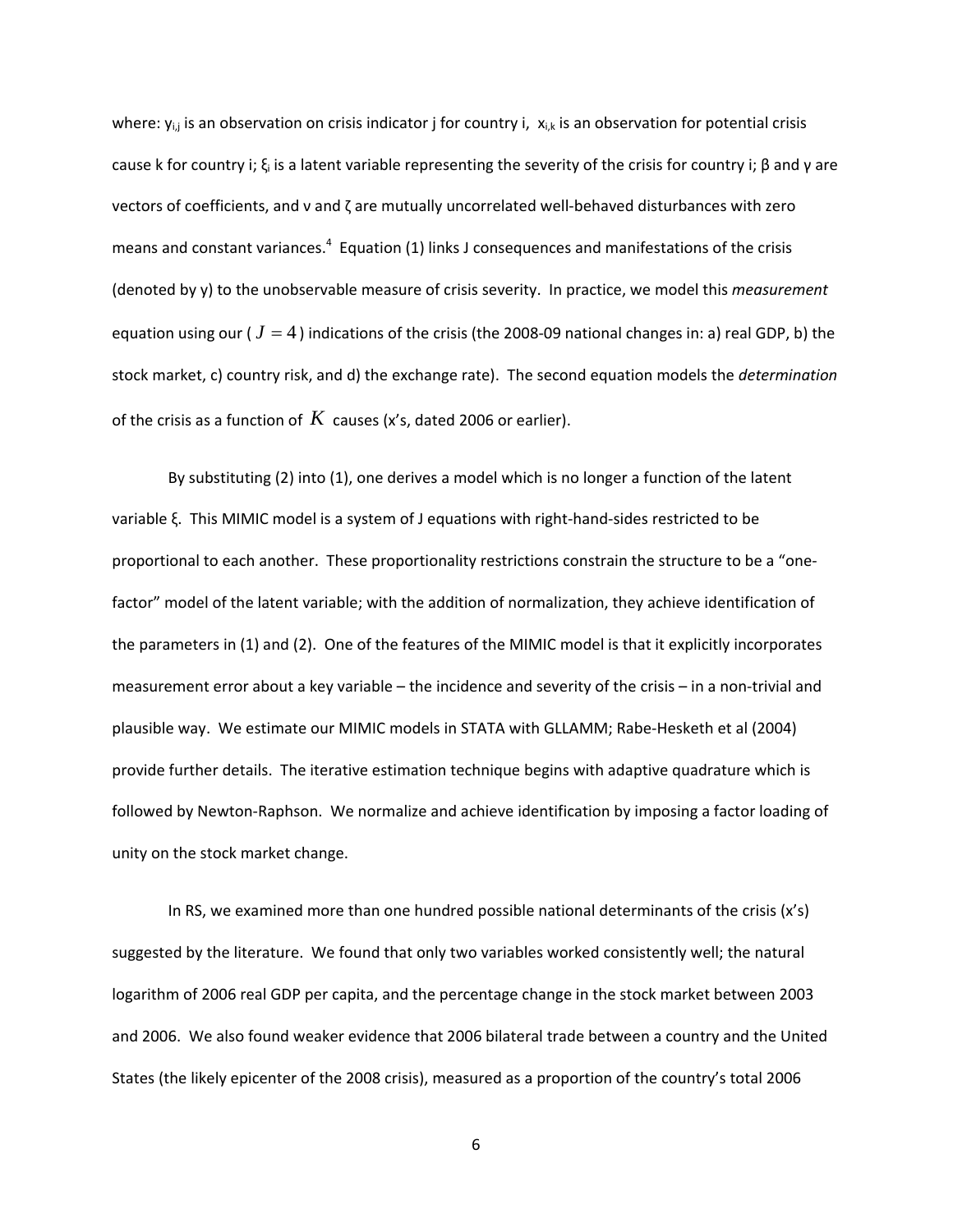where: $y_{i,j}$ is an observation on crisis indicator j for country i, $x_{i,k}$ is an observation for potential crisis cause k for country i; $\xi_i$ is a latent variable representing the severity of the crisis for country i; β and γ are vectors of coefficients, and ν and ζ are mutually uncorrelated well-behaved disturbances with zero means and constant variances.[4] Equation (1) links J consequences and manifestations of the crisis (denoted by y) to the unobservable measure of crisis severity. In practice, we model this *measurement* equation using our ( $J = 4$ ) indications of the crisis (the 2008-09 national changes in: a) real GDP, b) the stock market, c) country risk, and d) the exchange rate). The second equation models the *determination* of the crisis as a function of $K$ causes (x's, dated 2006 or earlier).

By substituting (2) into (1), one derives a model which is no longer a function of the latent variable ξ. This MIMIC model is a system of J equations with right-hand-sides restricted to be proportional to each another. These proportionality restrictions constrain the structure to be a "one-factor" model of the latent variable; with the addition of normalization, they achieve identification of the parameters in (1) and (2). One of the features of the MIMIC model is that it explicitly incorporates measurement error about a key variable – the incidence and severity of the crisis – in a non-trivial and plausible way. We estimate our MIMIC models in STATA with GLLAMM; Rabe-Hesketh et al (2004) provide further details. The iterative estimation technique begins with adaptive quadrature which is followed by Newton-Raphson. We normalize and achieve identification by imposing a factor loading of unity on the stock market change.

In RS, we examined more than one hundred possible national determinants of the crisis (x's) suggested by the literature. We found that only two variables worked consistently well; the natural logarithm of 2006 real GDP per capita, and the percentage change in the stock market between 2003 and 2006. We also found weaker evidence that 2006 bilateral trade between a country and the United States (the likely epicenter of the 2008 crisis), measured as a proportion of the country's total 2006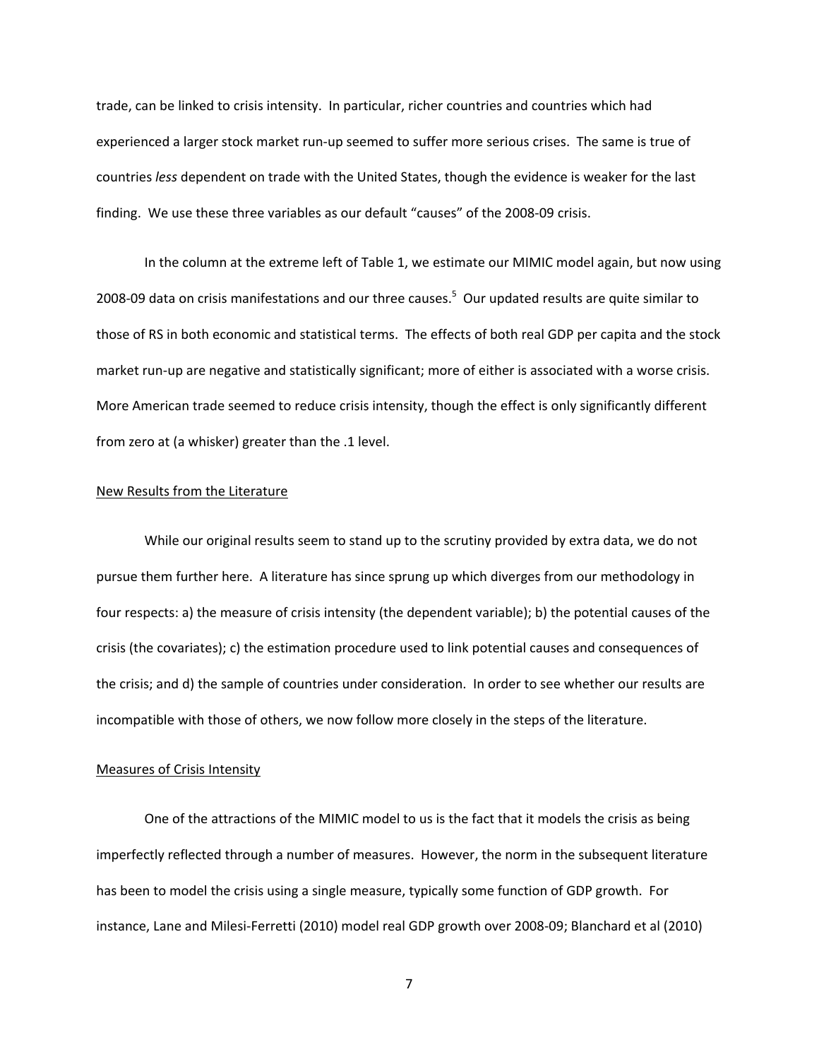trade, can be linked to crisis intensity. In particular, richer countries and countries which had experienced a larger stock market run-up seemed to suffer more serious crises. The same is true of countries *less* dependent on trade with the United States, though the evidence is weaker for the last finding. We use these three variables as our default "causes" of the 2008-09 crisis.

In the column at the extreme left of Table 1, we estimate our MIMIC model again, but now using 2008-09 data on crisis manifestations and our three causes.[5] Our updated results are quite similar to those of RS in both economic and statistical terms. The effects of both real GDP per capita and the stock market run-up are negative and statistically significant; more of either is associated with a worse crisis. More American trade seemed to reduce crisis intensity, though the effect is only significantly different from zero at (a whisker) greater than the .1 level.

<u>New Results from the Literature</u>

While our original results seem to stand up to the scrutiny provided by extra data, we do not pursue them further here. A literature has since sprung up which diverges from our methodology in four respects: a) the measure of crisis intensity (the dependent variable); b) the potential causes of the crisis (the covariates); c) the estimation procedure used to link potential causes and consequences of the crisis; and d) the sample of countries under consideration. In order to see whether our results are incompatible with those of others, we now follow more closely in the steps of the literature.

<u>Measures of Crisis Intensity</u>

One of the attractions of the MIMIC model to us is the fact that it models the crisis as being imperfectly reflected through a number of measures. However, the norm in the subsequent literature has been to model the crisis using a single measure, typically some function of GDP growth. For instance, Lane and Milesi-Ferretti (2010) model real GDP growth over 2008-09; Blanchard et al (2010)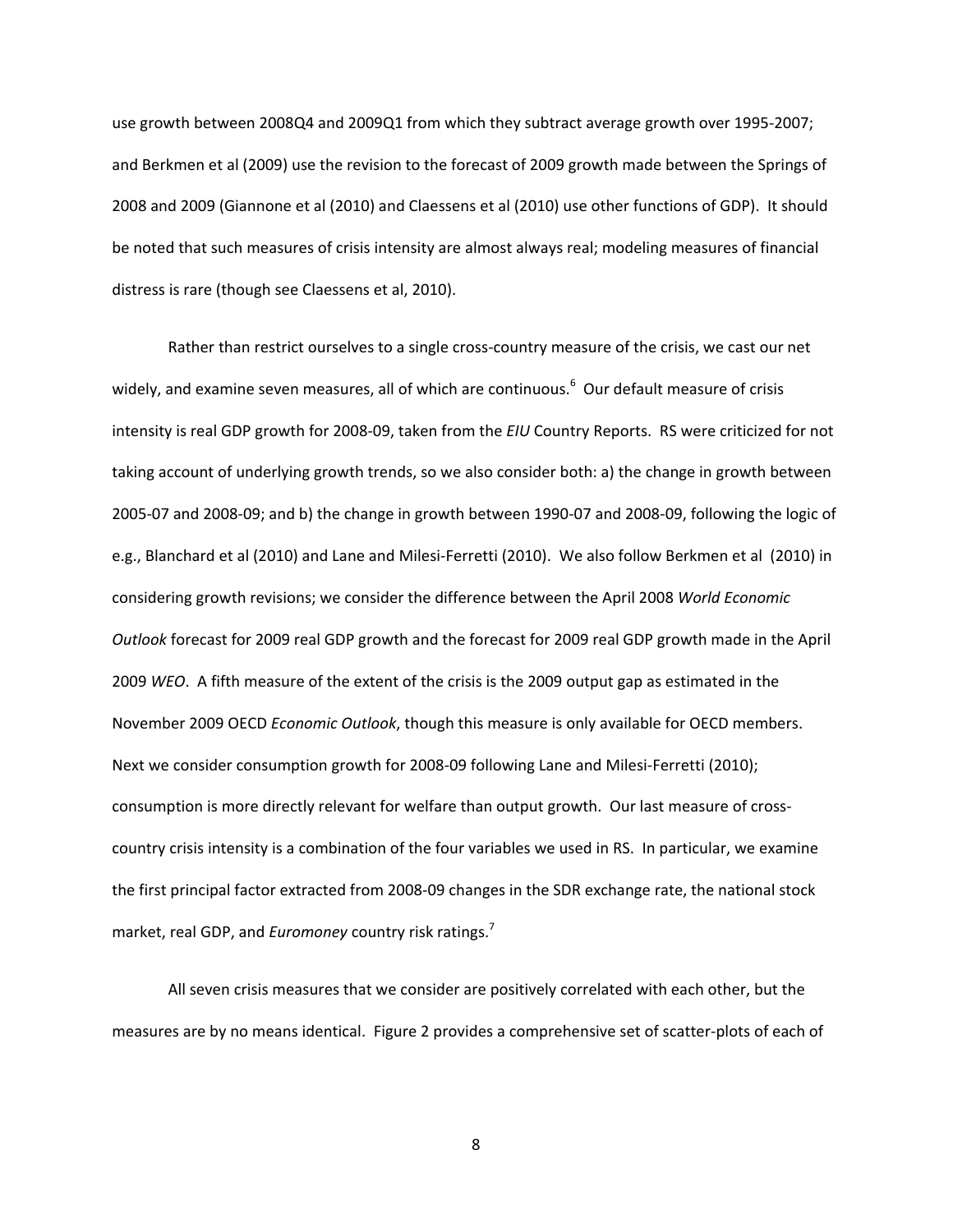use growth between 2008Q4 and 2009Q1 from which they subtract average growth over 1995-2007; and Berkmen et al (2009) use the revision to the forecast of 2009 growth made between the Springs of 2008 and 2009 (Giannone et al (2010) and Claessens et al (2010) use other functions of GDP). It should be noted that such measures of crisis intensity are almost always real; modeling measures of financial distress is rare (though see Claessens et al, 2010).

Rather than restrict ourselves to a single cross-country measure of the crisis, we cast our net widely, and examine seven measures, all of which are continuous.[6] Our default measure of crisis intensity is real GDP growth for 2008-09, taken from the *EIU* Country Reports. RS were criticized for not taking account of underlying growth trends, so we also consider both: a) the change in growth between 2005-07 and 2008-09; and b) the change in growth between 1990-07 and 2008-09, following the logic of e.g., Blanchard et al (2010) and Lane and Milesi-Ferretti (2010). We also follow Berkmen et al (2010) in considering growth revisions; we consider the difference between the April 2008 *World Economic Outlook* forecast for 2009 real GDP growth and the forecast for 2009 real GDP growth made in the April 2009 *WEO*. A fifth measure of the extent of the crisis is the 2009 output gap as estimated in the November 2009 OECD *Economic Outlook*, though this measure is only available for OECD members. Next we consider consumption growth for 2008-09 following Lane and Milesi-Ferretti (2010); consumption is more directly relevant for welfare than output growth. Our last measure of cross-country crisis intensity is a combination of the four variables we used in RS. In particular, we examine the first principal factor extracted from 2008-09 changes in the SDR exchange rate, the national stock market, real GDP, and *Euromoney* country risk ratings.[7]

All seven crisis measures that we consider are positively correlated with each other, but the measures are by no means identical. Figure 2 provides a comprehensive set of scatter-plots of each of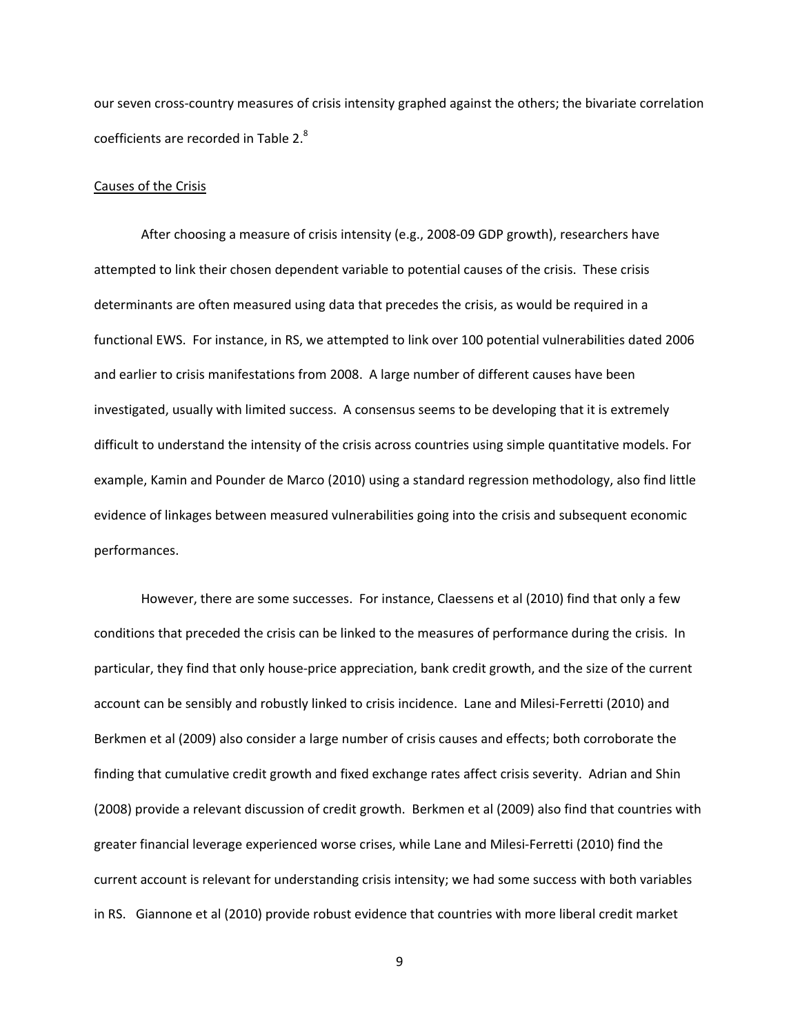our seven cross-country measures of crisis intensity graphed against the others; the bivariate correlation coefficients are recorded in Table 2.[8]

Causes of the Crisis

After choosing a measure of crisis intensity (e.g., 2008-09 GDP growth), researchers have attempted to link their chosen dependent variable to potential causes of the crisis. These crisis determinants are often measured using data that precedes the crisis, as would be required in a functional EWS. For instance, in RS, we attempted to link over 100 potential vulnerabilities dated 2006 and earlier to crisis manifestations from 2008. A large number of different causes have been investigated, usually with limited success. A consensus seems to be developing that it is extremely difficult to understand the intensity of the crisis across countries using simple quantitative models. For example, Kamin and Pounder de Marco (2010) using a standard regression methodology, also find little evidence of linkages between measured vulnerabilities going into the crisis and subsequent economic performances.

However, there are some successes. For instance, Claessens et al (2010) find that only a few conditions that preceded the crisis can be linked to the measures of performance during the crisis. In particular, they find that only house-price appreciation, bank credit growth, and the size of the current account can be sensibly and robustly linked to crisis incidence. Lane and Milesi-Ferretti (2010) and Berkmen et al (2009) also consider a large number of crisis causes and effects; both corroborate the finding that cumulative credit growth and fixed exchange rates affect crisis severity. Adrian and Shin (2008) provide a relevant discussion of credit growth. Berkmen et al (2009) also find that countries with greater financial leverage experienced worse crises, while Lane and Milesi-Ferretti (2010) find the current account is relevant for understanding crisis intensity; we had some success with both variables in RS. Giannone et al (2010) provide robust evidence that countries with more liberal credit market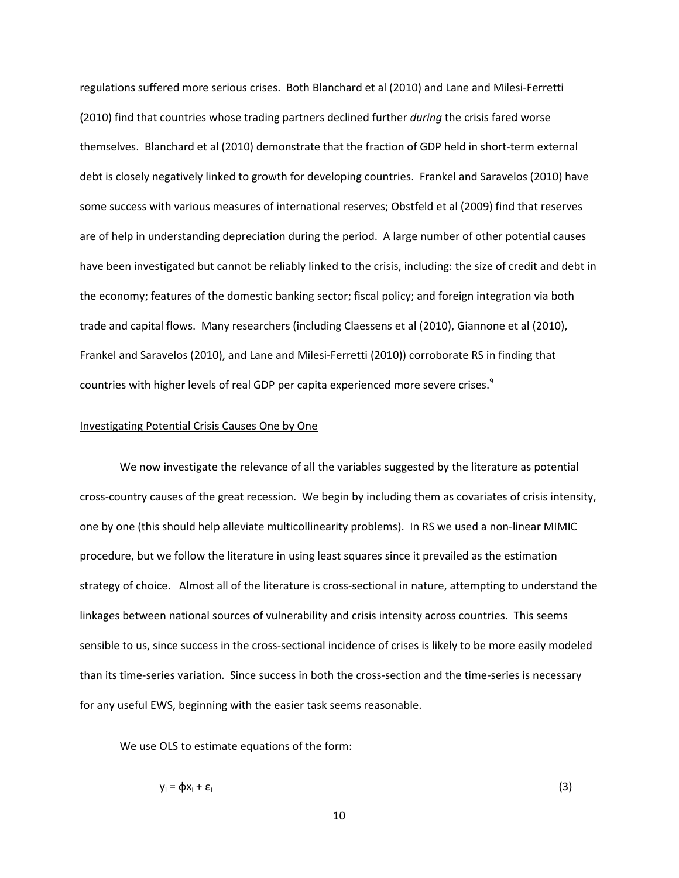regulations suffered more serious crises. Both Blanchard et al (2010) and Lane and Milesi-Ferretti (2010) find that countries whose trading partners declined further *during* the crisis fared worse themselves. Blanchard et al (2010) demonstrate that the fraction of GDP held in short-term external debt is closely negatively linked to growth for developing countries. Frankel and Saravelos (2010) have some success with various measures of international reserves; Obstfeld et al (2009) find that reserves are of help in understanding depreciation during the period. A large number of other potential causes have been investigated but cannot be reliably linked to the crisis, including: the size of credit and debt in the economy; features of the domestic banking sector; fiscal policy; and foreign integration via both trade and capital flows. Many researchers (including Claessens et al (2010), Giannone et al (2010), Frankel and Saravelos (2010), and Lane and Milesi-Ferretti (2010)) corroborate RS in finding that countries with higher levels of real GDP per capita experienced more severe crises.[9]

## Investigating Potential Crisis Causes One by One

We now investigate the relevance of all the variables suggested by the literature as potential cross-country causes of the great recession. We begin by including them as covariates of crisis intensity, one by one (this should help alleviate multicollinearity problems). In RS we used a non-linear MIMIC procedure, but we follow the literature in using least squares since it prevailed as the estimation strategy of choice. Almost all of the literature is cross-sectional in nature, attempting to understand the linkages between national sources of vulnerability and crisis intensity across countries. This seems sensible to us, since success in the cross-sectional incidence of crises is likely to be more easily modeled than its time-series variation. Since success in both the cross-section and the time-series is necessary for any useful EWS, beginning with the easier task seems reasonable.

We use OLS to estimate equations of the form:

$$y_i = \phi x_i + \varepsilon_i \qquad (3)$$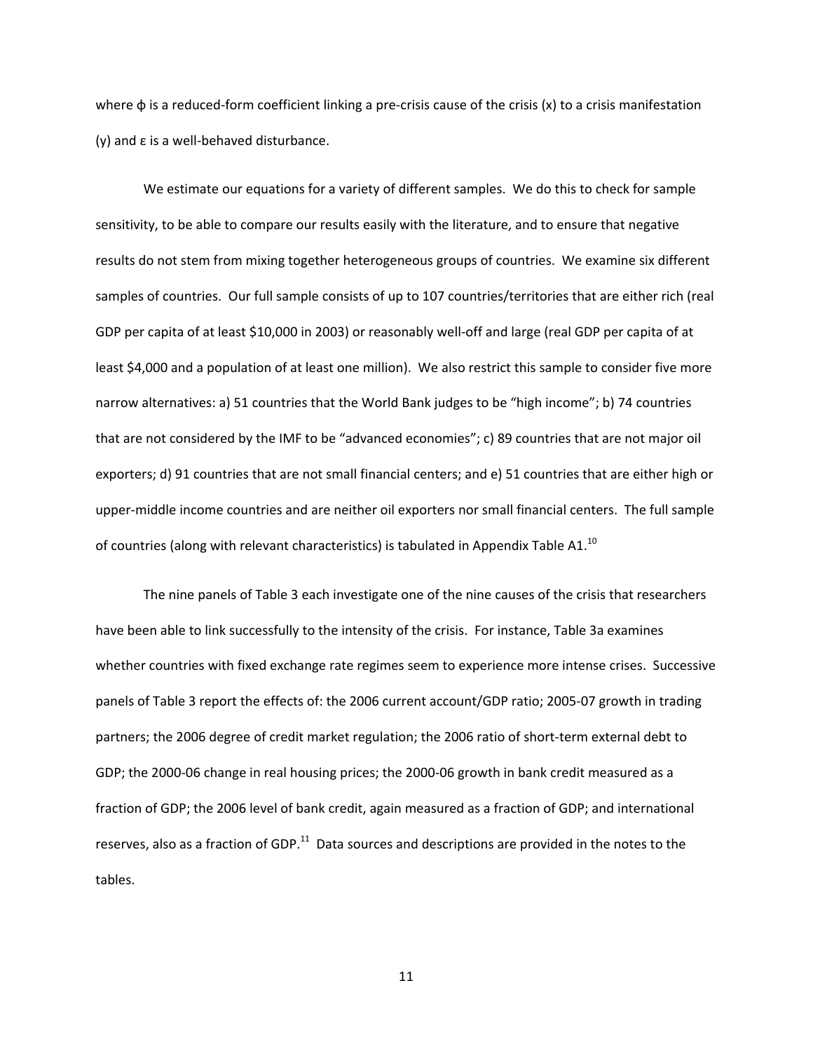where $\phi$ is a reduced-form coefficient linking a pre-crisis cause of the crisis (x) to a crisis manifestation (y) and $\varepsilon$ is a well-behaved disturbance.

We estimate our equations for a variety of different samples. We do this to check for sample sensitivity, to be able to compare our results easily with the literature, and to ensure that negative results do not stem from mixing together heterogeneous groups of countries. We examine six different samples of countries. Our full sample consists of up to 107 countries/territories that are either rich (real GDP per capita of at least $10,000 in 2003) or reasonably well-off and large (real GDP per capita of at least $4,000 and a population of at least one million). We also restrict this sample to consider five more narrow alternatives: a) 51 countries that the World Bank judges to be "high income"; b) 74 countries that are not considered by the IMF to be "advanced economies"; c) 89 countries that are not major oil exporters; d) 91 countries that are not small financial centers; and e) 51 countries that are either high or upper-middle income countries and are neither oil exporters nor small financial centers. The full sample of countries (along with relevant characteristics) is tabulated in Appendix Table A1.[10]

The nine panels of Table 3 each investigate one of the nine causes of the crisis that researchers have been able to link successfully to the intensity of the crisis. For instance, Table 3a examines whether countries with fixed exchange rate regimes seem to experience more intense crises. Successive panels of Table 3 report the effects of: the 2006 current account/GDP ratio; 2005-07 growth in trading partners; the 2006 degree of credit market regulation; the 2006 ratio of short-term external debt to GDP; the 2000-06 change in real housing prices; the 2000-06 growth in bank credit measured as a fraction of GDP; the 2006 level of bank credit, again measured as a fraction of GDP; and international reserves, also as a fraction of GDP.[11] Data sources and descriptions are provided in the notes to the tables.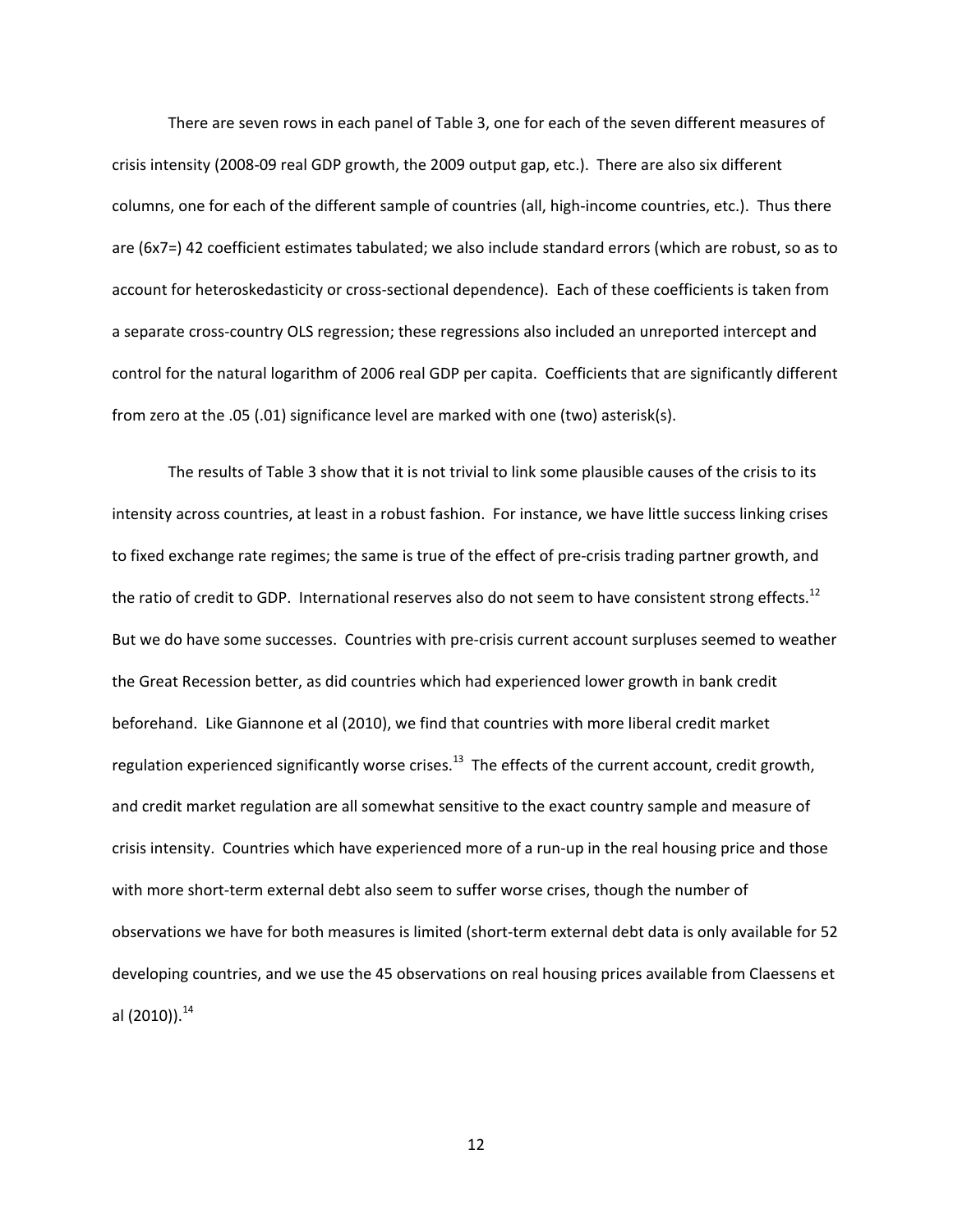There are seven rows in each panel of Table 3, one for each of the seven different measures of crisis intensity (2008-09 real GDP growth, the 2009 output gap, etc.). There are also six different columns, one for each of the different sample of countries (all, high-income countries, etc.). Thus there are (6x7=) 42 coefficient estimates tabulated; we also include standard errors (which are robust, so as to account for heteroskedasticity or cross-sectional dependence). Each of these coefficients is taken from a separate cross-country OLS regression; these regressions also included an unreported intercept and control for the natural logarithm of 2006 real GDP per capita. Coefficients that are significantly different from zero at the .05 (.01) significance level are marked with one (two) asterisk(s).

The results of Table 3 show that it is not trivial to link some plausible causes of the crisis to its intensity across countries, at least in a robust fashion. For instance, we have little success linking crises to fixed exchange rate regimes; the same is true of the effect of pre-crisis trading partner growth, and the ratio of credit to GDP. International reserves also do not seem to have consistent strong effects.[12] But we do have some successes. Countries with pre-crisis current account surpluses seemed to weather the Great Recession better, as did countries which had experienced lower growth in bank credit beforehand. Like Giannone et al (2010), we find that countries with more liberal credit market regulation experienced significantly worse crises.[13] The effects of the current account, credit growth, and credit market regulation are all somewhat sensitive to the exact country sample and measure of crisis intensity. Countries which have experienced more of a run-up in the real housing price and those with more short-term external debt also seem to suffer worse crises, though the number of observations we have for both measures is limited (short-term external debt data is only available for 52 developing countries, and we use the 45 observations on real housing prices available from Claessens et al (2010)).[14]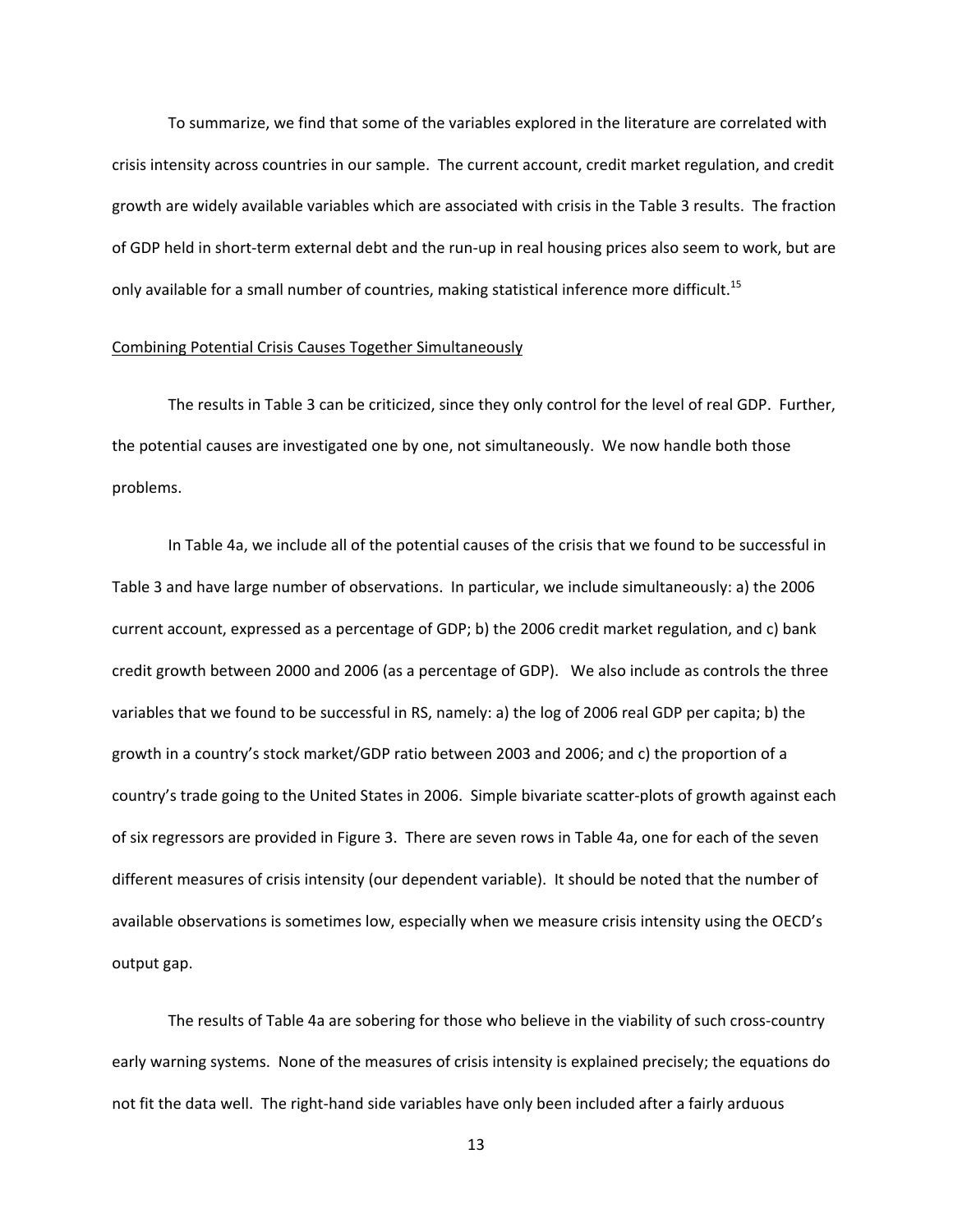To summarize, we find that some of the variables explored in the literature are correlated with crisis intensity across countries in our sample. The current account, credit market regulation, and credit growth are widely available variables which are associated with crisis in the Table 3 results. The fraction of GDP held in short-term external debt and the run-up in real housing prices also seem to work, but are only available for a small number of countries, making statistical inference more difficult.[15]

Combining Potential Crisis Causes Together Simultaneously

The results in Table 3 can be criticized, since they only control for the level of real GDP. Further, the potential causes are investigated one by one, not simultaneously. We now handle both those problems.

In Table 4a, we include all of the potential causes of the crisis that we found to be successful in Table 3 and have large number of observations. In particular, we include simultaneously: a) the 2006 current account, expressed as a percentage of GDP; b) the 2006 credit market regulation, and c) bank credit growth between 2000 and 2006 (as a percentage of GDP). We also include as controls the three variables that we found to be successful in RS, namely: a) the log of 2006 real GDP per capita; b) the growth in a country's stock market/GDP ratio between 2003 and 2006; and c) the proportion of a country's trade going to the United States in 2006. Simple bivariate scatter-plots of growth against each of six regressors are provided in Figure 3. There are seven rows in Table 4a, one for each of the seven different measures of crisis intensity (our dependent variable). It should be noted that the number of available observations is sometimes low, especially when we measure crisis intensity using the OECD's output gap.

The results of Table 4a are sobering for those who believe in the viability of such cross-country early warning systems. None of the measures of crisis intensity is explained precisely; the equations do not fit the data well. The right-hand side variables have only been included after a fairly arduous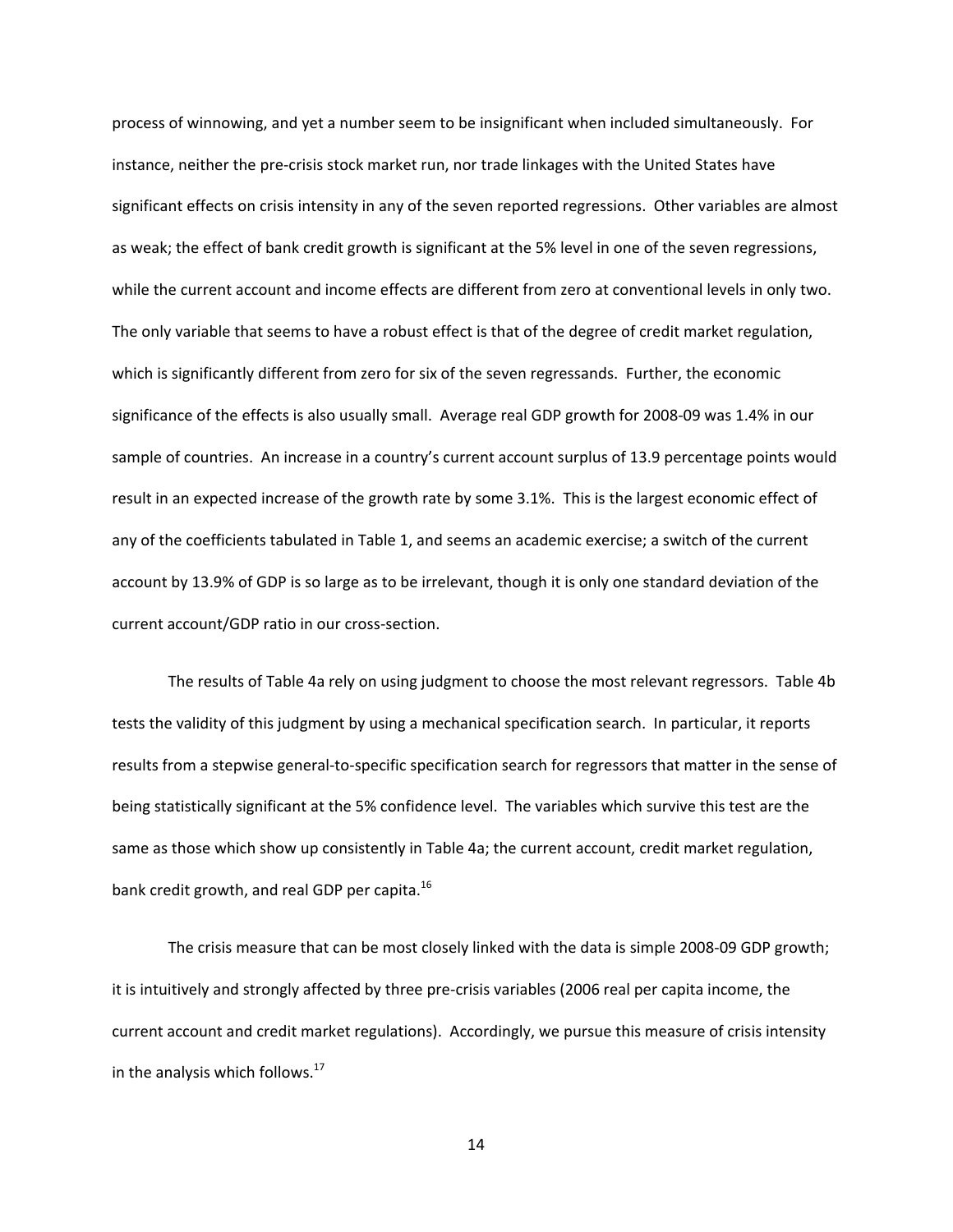process of winnowing, and yet a number seem to be insignificant when included simultaneously. For instance, neither the pre-crisis stock market run, nor trade linkages with the United States have significant effects on crisis intensity in any of the seven reported regressions. Other variables are almost as weak; the effect of bank credit growth is significant at the 5% level in one of the seven regressions, while the current account and income effects are different from zero at conventional levels in only two. The only variable that seems to have a robust effect is that of the degree of credit market regulation, which is significantly different from zero for six of the seven regressands. Further, the economic significance of the effects is also usually small. Average real GDP growth for 2008-09 was 1.4% in our sample of countries. An increase in a country's current account surplus of 13.9 percentage points would result in an expected increase of the growth rate by some 3.1%. This is the largest economic effect of any of the coefficients tabulated in Table 1, and seems an academic exercise; a switch of the current account by 13.9% of GDP is so large as to be irrelevant, though it is only one standard deviation of the current account/GDP ratio in our cross-section.

The results of Table 4a rely on using judgment to choose the most relevant regressors. Table 4b tests the validity of this judgment by using a mechanical specification search. In particular, it reports results from a stepwise general-to-specific specification search for regressors that matter in the sense of being statistically significant at the 5% confidence level. The variables which survive this test are the same as those which show up consistently in Table 4a; the current account, credit market regulation, bank credit growth, and real GDP per capita.[16]

The crisis measure that can be most closely linked with the data is simple 2008-09 GDP growth; it is intuitively and strongly affected by three pre-crisis variables (2006 real per capita income, the current account and credit market regulations). Accordingly, we pursue this measure of crisis intensity in the analysis which follows.[17]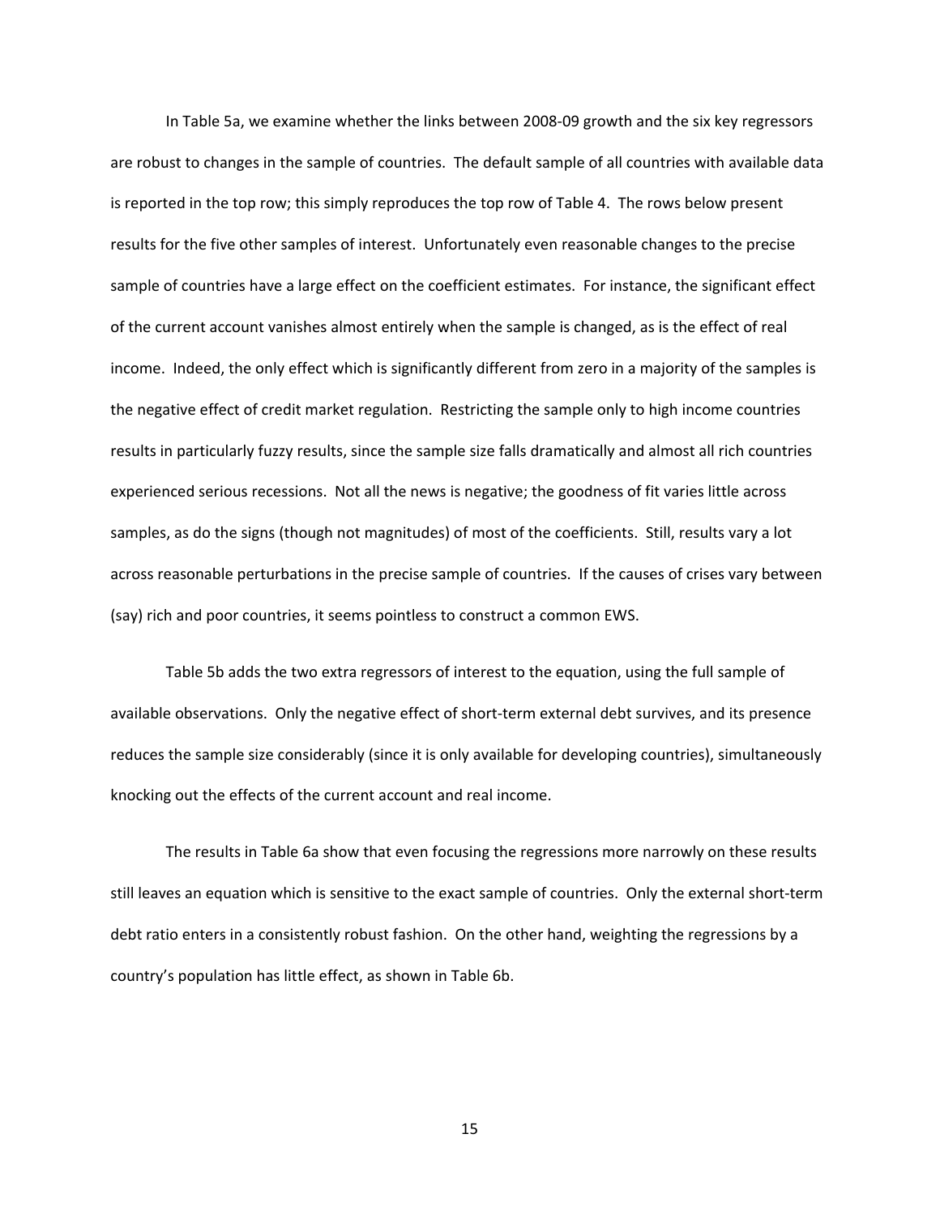In Table 5a, we examine whether the links between 2008-09 growth and the six key regressors are robust to changes in the sample of countries. The default sample of all countries with available data is reported in the top row; this simply reproduces the top row of Table 4. The rows below present results for the five other samples of interest. Unfortunately even reasonable changes to the precise sample of countries have a large effect on the coefficient estimates. For instance, the significant effect of the current account vanishes almost entirely when the sample is changed, as is the effect of real income. Indeed, the only effect which is significantly different from zero in a majority of the samples is the negative effect of credit market regulation. Restricting the sample only to high income countries results in particularly fuzzy results, since the sample size falls dramatically and almost all rich countries experienced serious recessions. Not all the news is negative; the goodness of fit varies little across samples, as do the signs (though not magnitudes) of most of the coefficients. Still, results vary a lot across reasonable perturbations in the precise sample of countries. If the causes of crises vary between (say) rich and poor countries, it seems pointless to construct a common EWS.

Table 5b adds the two extra regressors of interest to the equation, using the full sample of available observations. Only the negative effect of short-term external debt survives, and its presence reduces the sample size considerably (since it is only available for developing countries), simultaneously knocking out the effects of the current account and real income.

The results in Table 6a show that even focusing the regressions more narrowly on these results still leaves an equation which is sensitive to the exact sample of countries. Only the external short-term debt ratio enters in a consistently robust fashion. On the other hand, weighting the regressions by a country's population has little effect, as shown in Table 6b.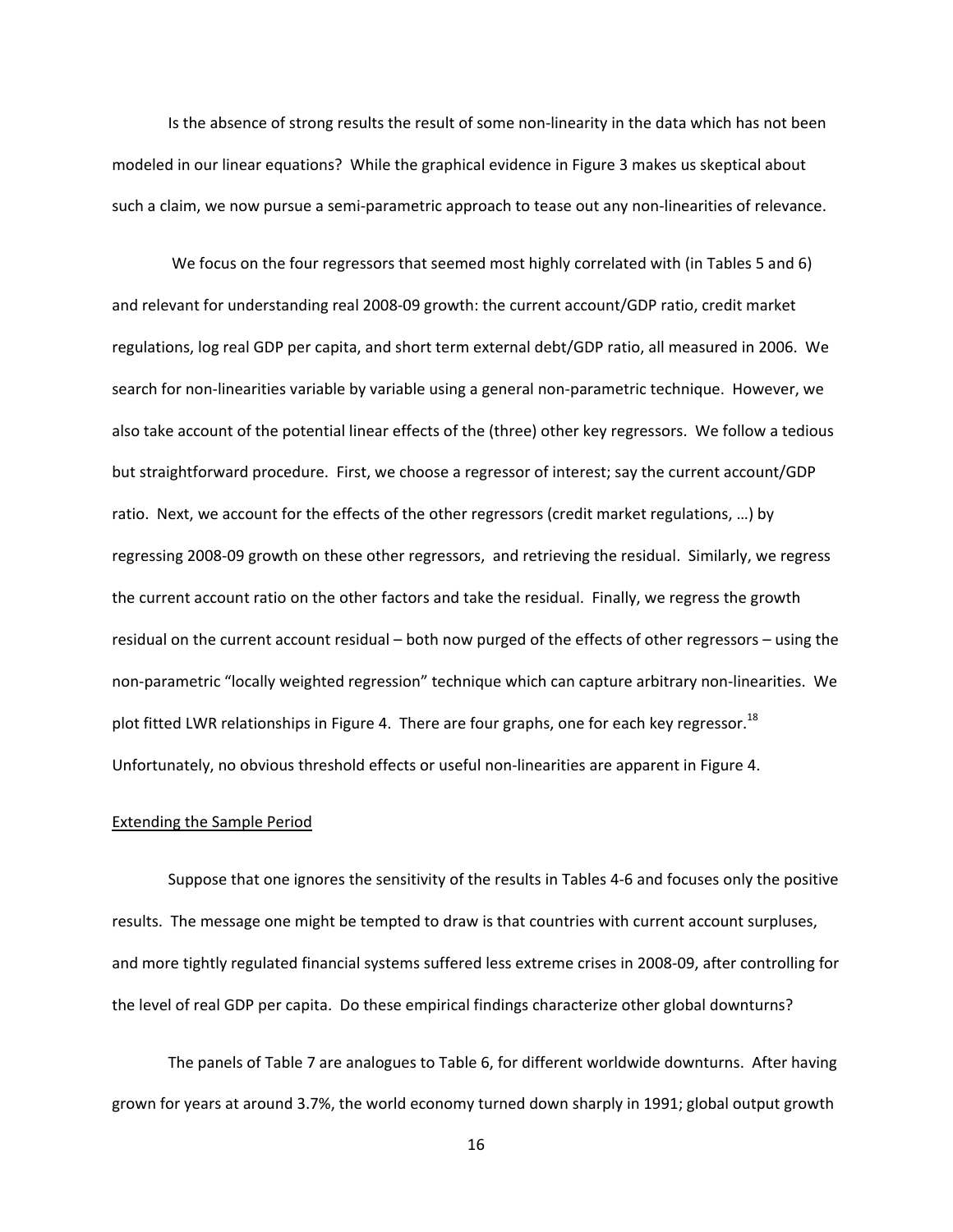Is the absence of strong results the result of some non-linearity in the data which has not been modeled in our linear equations? While the graphical evidence in Figure 3 makes us skeptical about such a claim, we now pursue a semi-parametric approach to tease out any non-linearities of relevance.

We focus on the four regressors that seemed most highly correlated with (in Tables 5 and 6) and relevant for understanding real 2008-09 growth: the current account/GDP ratio, credit market regulations, log real GDP per capita, and short term external debt/GDP ratio, all measured in 2006. We search for non-linearities variable by variable using a general non-parametric technique. However, we also take account of the potential linear effects of the (three) other key regressors. We follow a tedious but straightforward procedure. First, we choose a regressor of interest; say the current account/GDP ratio. Next, we account for the effects of the other regressors (credit market regulations, …) by regressing 2008-09 growth on these other regressors, and retrieving the residual. Similarly, we regress the current account ratio on the other factors and take the residual. Finally, we regress the growth residual on the current account residual – both now purged of the effects of other regressors – using the non-parametric "locally weighted regression" technique which can capture arbitrary non-linearities. We plot fitted LWR relationships in Figure 4. There are four graphs, one for each key regressor.[18] Unfortunately, no obvious threshold effects or useful non-linearities are apparent in Figure 4.

## Extending the Sample Period

Suppose that one ignores the sensitivity of the results in Tables 4-6 and focuses only the positive results. The message one might be tempted to draw is that countries with current account surpluses, and more tightly regulated financial systems suffered less extreme crises in 2008-09, after controlling for the level of real GDP per capita. Do these empirical findings characterize other global downturns?

The panels of Table 7 are analogues to Table 6, for different worldwide downturns. After having grown for years at around 3.7%, the world economy turned down sharply in 1991; global output growth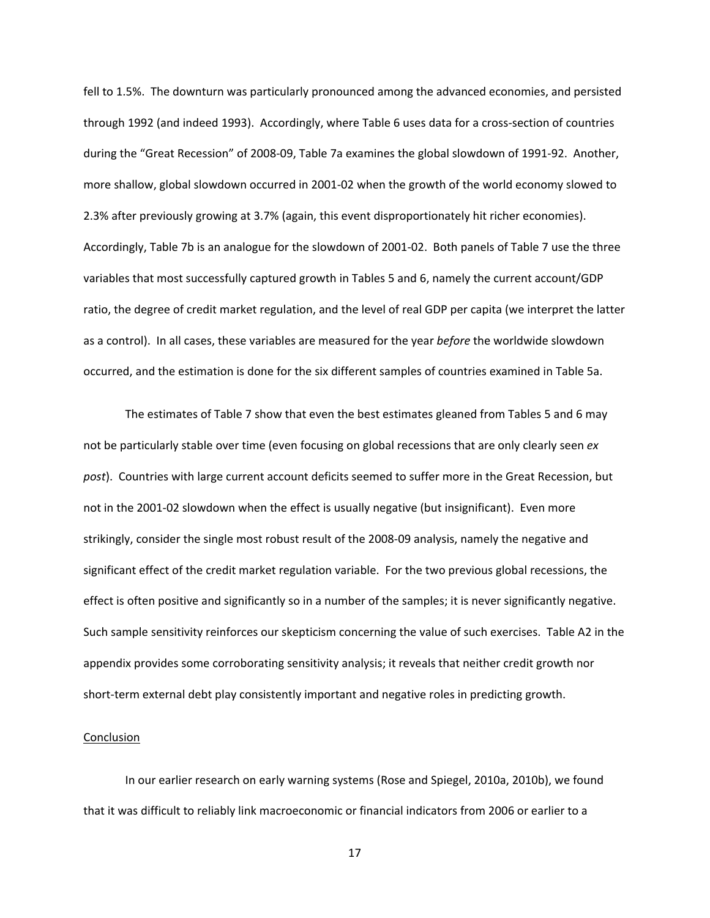fell to 1.5%. The downturn was particularly pronounced among the advanced economies, and persisted through 1992 (and indeed 1993). Accordingly, where Table 6 uses data for a cross-section of countries during the "Great Recession" of 2008-09, Table 7a examines the global slowdown of 1991-92. Another, more shallow, global slowdown occurred in 2001-02 when the growth of the world economy slowed to 2.3% after previously growing at 3.7% (again, this event disproportionately hit richer economies). Accordingly, Table 7b is an analogue for the slowdown of 2001-02. Both panels of Table 7 use the three variables that most successfully captured growth in Tables 5 and 6, namely the current account/GDP ratio, the degree of credit market regulation, and the level of real GDP per capita (we interpret the latter as a control). In all cases, these variables are measured for the year *before* the worldwide slowdown occurred, and the estimation is done for the six different samples of countries examined in Table 5a.

The estimates of Table 7 show that even the best estimates gleaned from Tables 5 and 6 may not be particularly stable over time (even focusing on global recessions that are only clearly seen *ex post*). Countries with large current account deficits seemed to suffer more in the Great Recession, but not in the 2001-02 slowdown when the effect is usually negative (but insignificant). Even more strikingly, consider the single most robust result of the 2008-09 analysis, namely the negative and significant effect of the credit market regulation variable. For the two previous global recessions, the effect is often positive and significantly so in a number of the samples; it is never significantly negative. Such sample sensitivity reinforces our skepticism concerning the value of such exercises. Table A2 in the appendix provides some corroborating sensitivity analysis; it reveals that neither credit growth nor short-term external debt play consistently important and negative roles in predicting growth.

## Conclusion

In our earlier research on early warning systems (Rose and Spiegel, 2010a, 2010b), we found that it was difficult to reliably link macroeconomic or financial indicators from 2006 or earlier to a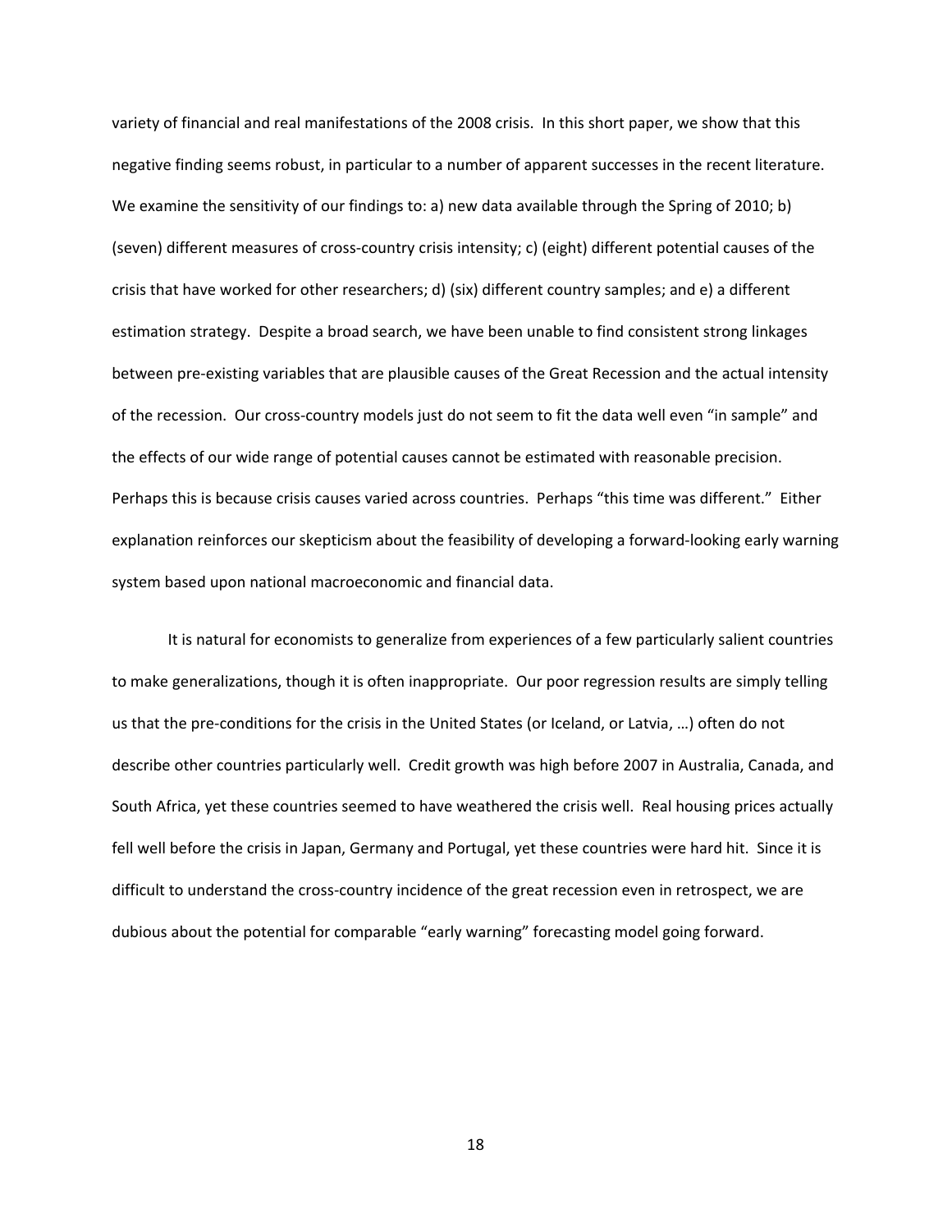variety of financial and real manifestations of the 2008 crisis. In this short paper, we show that this negative finding seems robust, in particular to a number of apparent successes in the recent literature. We examine the sensitivity of our findings to: a) new data available through the Spring of 2010; b) (seven) different measures of cross-country crisis intensity; c) (eight) different potential causes of the crisis that have worked for other researchers; d) (six) different country samples; and e) a different estimation strategy. Despite a broad search, we have been unable to find consistent strong linkages between pre-existing variables that are plausible causes of the Great Recession and the actual intensity of the recession. Our cross-country models just do not seem to fit the data well even "in sample" and the effects of our wide range of potential causes cannot be estimated with reasonable precision. Perhaps this is because crisis causes varied across countries. Perhaps "this time was different." Either explanation reinforces our skepticism about the feasibility of developing a forward-looking early warning system based upon national macroeconomic and financial data.

It is natural for economists to generalize from experiences of a few particularly salient countries to make generalizations, though it is often inappropriate. Our poor regression results are simply telling us that the pre-conditions for the crisis in the United States (or Iceland, or Latvia, …) often do not describe other countries particularly well. Credit growth was high before 2007 in Australia, Canada, and South Africa, yet these countries seemed to have weathered the crisis well. Real housing prices actually fell well before the crisis in Japan, Germany and Portugal, yet these countries were hard hit. Since it is difficult to understand the cross-country incidence of the great recession even in retrospect, we are dubious about the potential for comparable "early warning" forecasting model going forward.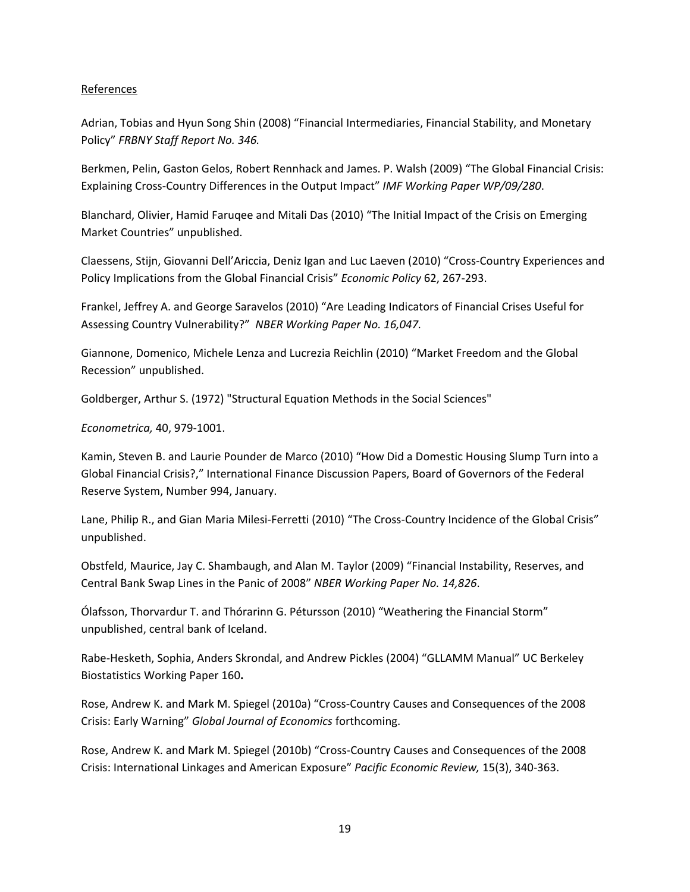References

Adrian, Tobias and Hyun Song Shin (2008) "Financial Intermediaries, Financial Stability, and Monetary Policy" *FRBNY Staff Report No. 346.*

Berkmen, Pelin, Gaston Gelos, Robert Rennhack and James. P. Walsh (2009) "The Global Financial Crisis: Explaining Cross-Country Differences in the Output Impact" *IMF Working Paper WP/09/280*.

Blanchard, Olivier, Hamid Faruqee and Mitali Das (2010) "The Initial Impact of the Crisis on Emerging Market Countries" unpublished.

Claessens, Stijn, Giovanni Dell'Ariccia, Deniz Igan and Luc Laeven (2010) "Cross-Country Experiences and Policy Implications from the Global Financial Crisis" *Economic Policy* 62, 267-293.

Frankel, Jeffrey A. and George Saravelos (2010) "Are Leading Indicators of Financial Crises Useful for Assessing Country Vulnerability?" *NBER Working Paper No. 16,047.*

Giannone, Domenico, Michele Lenza and Lucrezia Reichlin (2010) "Market Freedom and the Global Recession" unpublished.

Goldberger, Arthur S. (1972) "Structural Equation Methods in the Social Sciences"

*Econometrica,* 40, 979-1001.

Kamin, Steven B. and Laurie Pounder de Marco (2010) "How Did a Domestic Housing Slump Turn into a Global Financial Crisis?," International Finance Discussion Papers, Board of Governors of the Federal Reserve System, Number 994, January.

Lane, Philip R., and Gian Maria Milesi-Ferretti (2010) "The Cross-Country Incidence of the Global Crisis" unpublished.

Obstfeld, Maurice, Jay C. Shambaugh, and Alan M. Taylor (2009) "Financial Instability, Reserves, and Central Bank Swap Lines in the Panic of 2008" *NBER Working Paper No. 14,826*.

Ólafsson, Thorvardur T. and Thórarinn G. Pétursson (2010) "Weathering the Financial Storm" unpublished, central bank of Iceland.

Rabe-Hesketh, Sophia, Anders Skrondal, and Andrew Pickles (2004) "GLLAMM Manual" UC Berkeley Biostatistics Working Paper 160**.**

Rose, Andrew K. and Mark M. Spiegel (2010a) "Cross-Country Causes and Consequences of the 2008 Crisis: Early Warning" *Global Journal of Economics* forthcoming.

Rose, Andrew K. and Mark M. Spiegel (2010b) "Cross-Country Causes and Consequences of the 2008 Crisis: International Linkages and American Exposure" *Pacific Economic Review,* 15(3), 340-363.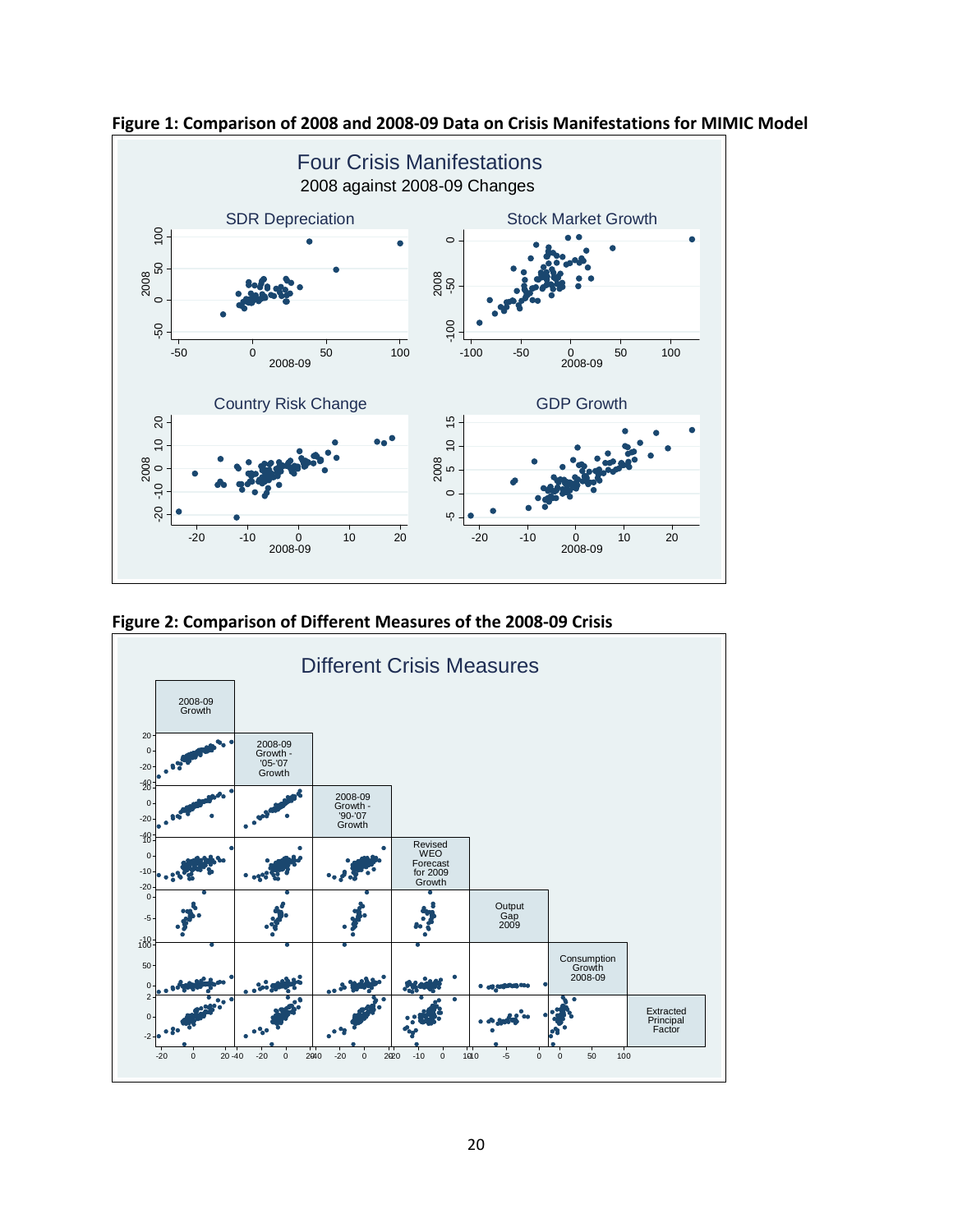**Figure 1: Comparison of 2008 and 2008-09 Data on Crisis Manifestations for MIMIC Model**

**Figure 2: Comparison of Different Measures of the 2008-09 Crisis**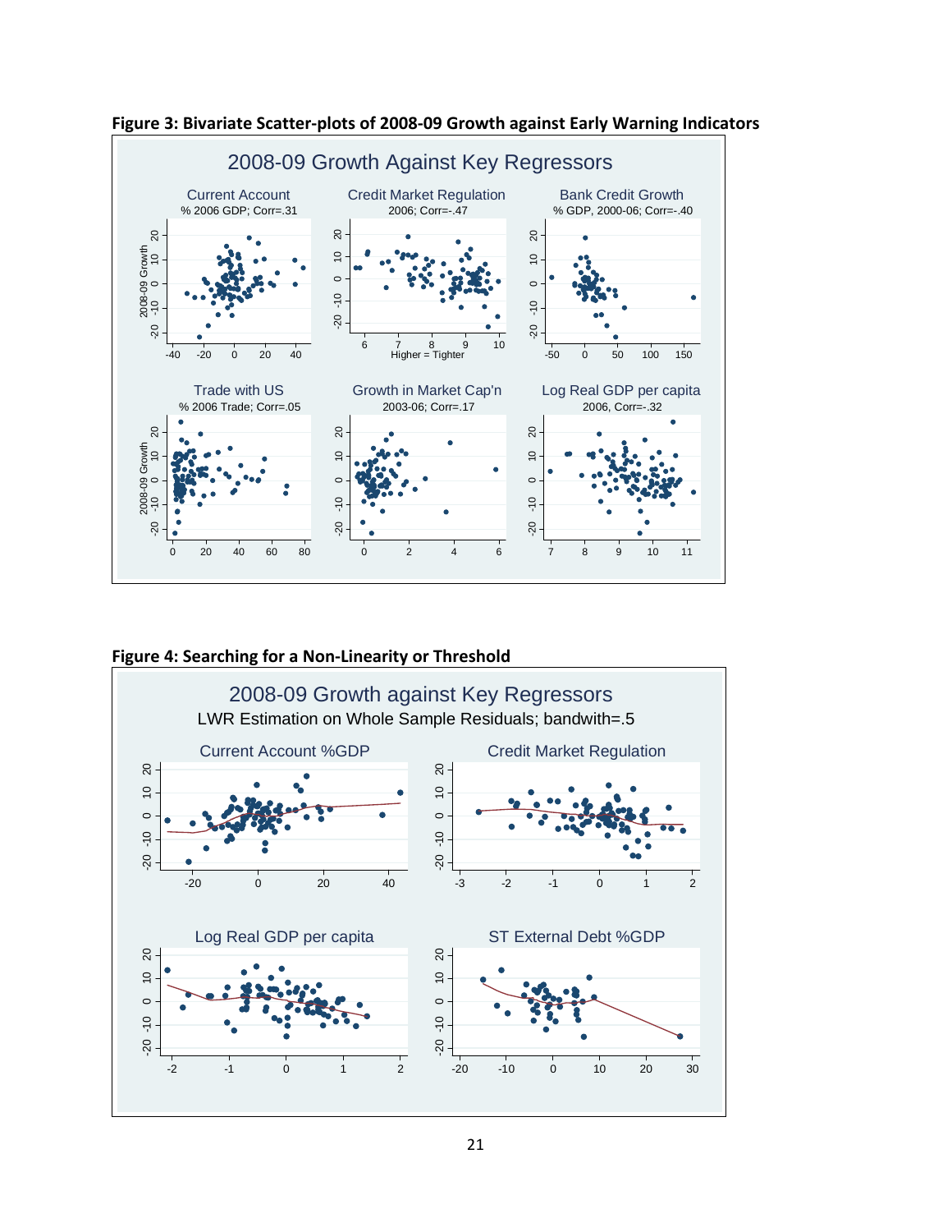**Figure 3: Bivariate Scatter-plots of 2008-09 Growth against Early Warning Indicators**

**Figure 4: Searching for a Non-Linearity or Threshold**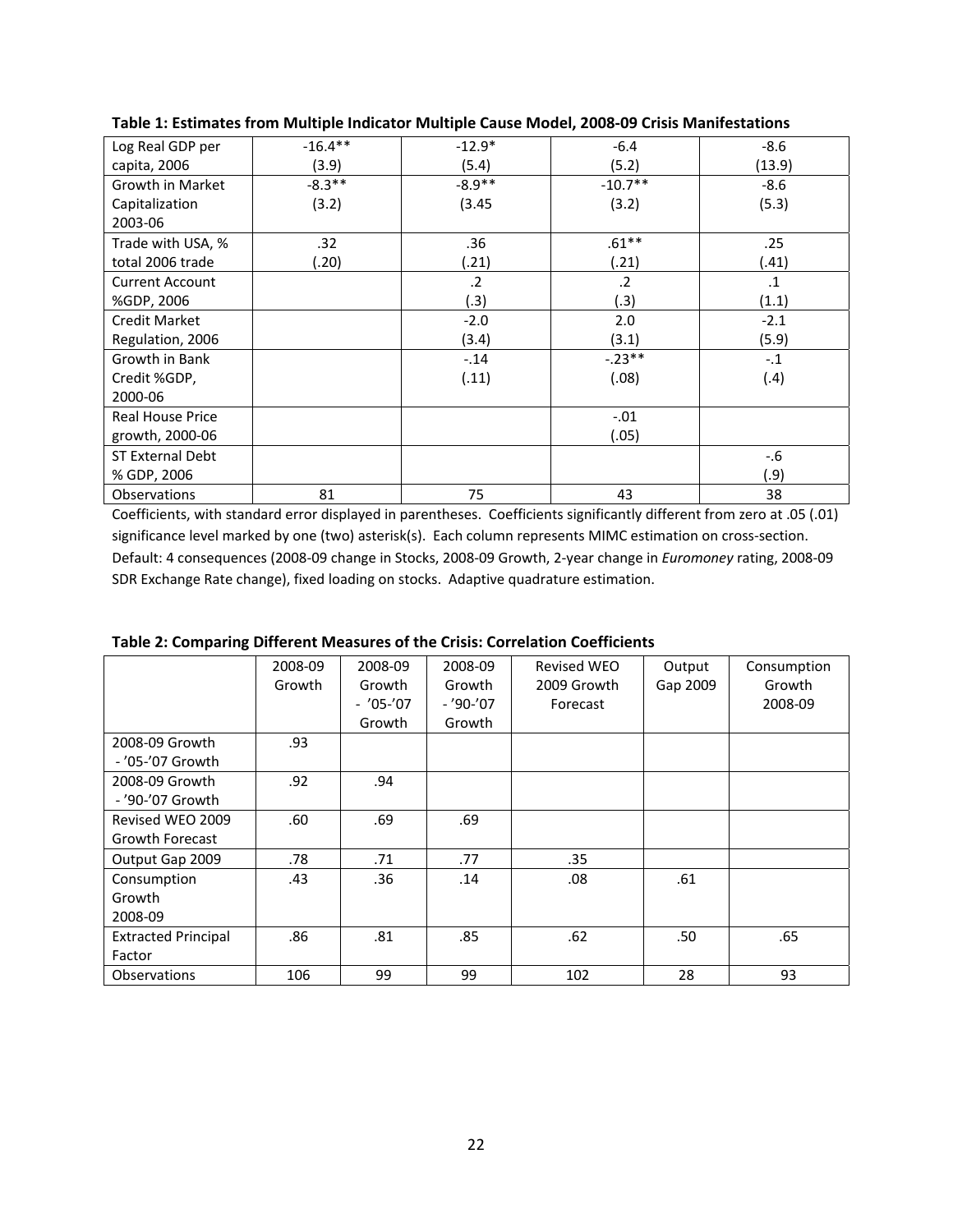**Table 1: Estimates from Multiple Indicator Multiple Cause Model, 2008-09 Crisis Manifestations**

| | | | | |
|---|---|---|---|---|
| Log Real GDP per capita, 2006 | -16.4** (3.9) | -12.9* (5.4) | -6.4 (5.2) | -8.6 (13.9) |
| Growth in Market Capitalization 2003-06 | -8.3** (3.2) | -8.9** (3.45 | -10.7** (3.2) | -8.6 (5.3) |
| Trade with USA, % total 2006 trade | .32 (.20) | .36 (.21) | .61** (.21) | .25 (.41) |
| Current Account %GDP, 2006 | | .2 (.3) | .2 (.3) | .1 (1.1) |
| Credit Market Regulation, 2006 | | -2.0 (3.4) | 2.0 (3.1) | -2.1 (5.9) |
| Growth in Bank Credit %GDP, 2000-06 | | -.14 (.11) | -.23** (.08) | -.1 (.4) |
| Real House Price growth, 2000-06 | | | -.01 (.05) | |
| ST External Debt % GDP, 2006 | | | | -.6 (.9) |
| Observations | 81 | 75 | 43 | 38 |

Coefficients, with standard error displayed in parentheses. Coefficients significantly different from zero at .05 (.01) significance level marked by one (two) asterisk(s). Each column represents MIMC estimation on cross-section. Default: 4 consequences (2008-09 change in Stocks, 2008-09 Growth, 2-year change in *Euromoney* rating, 2008-09 SDR Exchange Rate change), fixed loading on stocks. Adaptive quadrature estimation.

**Table 2: Comparing Different Measures of the Crisis: Correlation Coefficients**

| | 2008-09 Growth | 2008-09 Growth - '05-'07 Growth | 2008-09 Growth - '90-'07 Growth | Revised WEO 2009 Growth Forecast | Output Gap 2009 | Consumption Growth 2008-09 |
|---|---|---|---|---|---|---|
| 2008-09 Growth - '05-'07 Growth | .93 | | | | | |
| 2008-09 Growth - '90-'07 Growth | .92 | .94 | | | | |
| Revised WEO 2009 Growth Forecast | .60 | .69 | .69 | | | |
| Output Gap 2009 | .78 | .71 | .77 | .35 | | |
| Consumption Growth 2008-09 | .43 | .36 | .14 | .08 | .61 | |
| Extracted Principal Factor | .86 | .81 | .85 | .62 | .50 | .65 |
| Observations | 106 | 99 | 99 | 102 | 28 | 93 |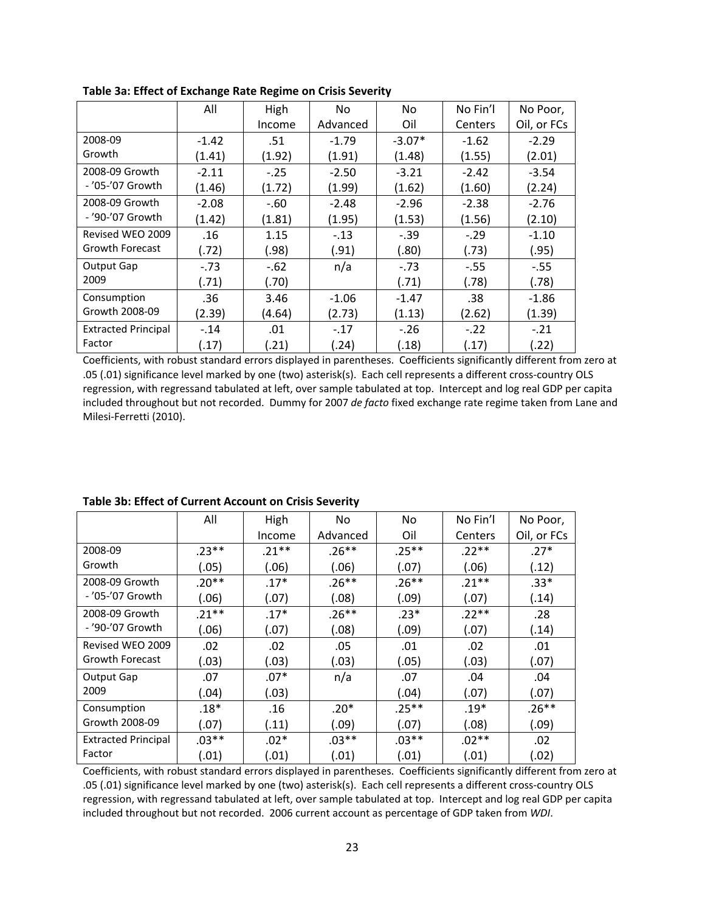**Table 3a: Effect of Exchange Rate Regime on Crisis Severity**

| | All | High Income | No Advanced | No Oil | No Fin'l Centers | No Poor, Oil, or FCs |
|---|---|---|---|---|---|---|
| 2008-09 Growth | -1.42 (1.41) | .51 (1.92) | -1.79 (1.91) | -3.07* (1.48) | -1.62 (1.55) | -2.29 (2.01) |
| 2008-09 Growth - '05-'07 Growth | -2.11 (1.46) | -.25 (1.72) | -2.50 (1.99) | -3.21 (1.62) | -2.42 (1.60) | -3.54 (2.24) |
| 2008-09 Growth - '90-'07 Growth | -2.08 (1.42) | -.60 (1.81) | -2.48 (1.95) | -2.96 (1.53) | -2.38 (1.56) | -2.76 (2.10) |
| Revised WEO 2009 Growth Forecast | .16 (.72) | 1.15 (.98) | -.13 (.91) | -.39 (.80) | -.29 (.73) | -1.10 (.95) |
| Output Gap 2009 | -.73 (.71) | -.62 (.70) | n/a | -.73 (.71) | -.55 (.78) | -.55 (.78) |
| Consumption Growth 2008-09 | .36 (2.39) | 3.46 (4.64) | -1.06 (2.73) | -1.47 (1.13) | .38 (2.62) | -1.86 (1.39) |
| Extracted Principal Factor | -.14 (.17) | .01 (.21) | -.17 (.24) | -.26 (.18) | -.22 (.17) | -.21 (.22) |

Coefficients, with robust standard errors displayed in parentheses. Coefficients significantly different from zero at .05 (.01) significance level marked by one (two) asterisk(s). Each cell represents a different cross-country OLS regression, with regressand tabulated at left, over sample tabulated at top. Intercept and log real GDP per capita included throughout but not recorded. Dummy for 2007 *de facto* fixed exchange rate regime taken from Lane and Milesi-Ferretti (2010).

**Table 3b: Effect of Current Account on Crisis Severity**

| | All | High Income | No Advanced | No Oil | No Fin'l Centers | No Poor, Oil, or FCs |
|---|---|---|---|---|---|---|
| 2008-09 Growth | .23** (.05) | .21** (.06) | .26** (.06) | .25** (.07) | .22** (.06) | .27* (.12) |
| 2008-09 Growth - '05-'07 Growth | .20** (.06) | .17* (.07) | .26** (.08) | .26** (.09) | .21** (.07) | .33* (.14) |
| 2008-09 Growth - '90-'07 Growth | .21** (.06) | .17* (.07) | .26** (.08) | .23* (.09) | .22** (.07) | .28 (.14) |
| Revised WEO 2009 Growth Forecast | .02 (.03) | .02 (.03) | .05 (.03) | .01 (.05) | .02 (.03) | .01 (.07) |
| Output Gap 2009 | .07 (.04) | .07* (.03) | n/a | .07 (.04) | .04 (.07) | .04 (.07) |
| Consumption Growth 2008-09 | .18* (.07) | .16 (.11) | .20* (.09) | .25** (.07) | .19* (.08) | .26** (.09) |
| Extracted Principal Factor | .03** (.01) | .02* (.01) | .03** (.01) | .03** (.01) | .02** (.01) | .02 (.02) |

Coefficients, with robust standard errors displayed in parentheses. Coefficients significantly different from zero at .05 (.01) significance level marked by one (two) asterisk(s). Each cell represents a different cross-country OLS regression, with regressand tabulated at left, over sample tabulated at top. Intercept and log real GDP per capita included throughout but not recorded. 2006 current account as percentage of GDP taken from *WDI*.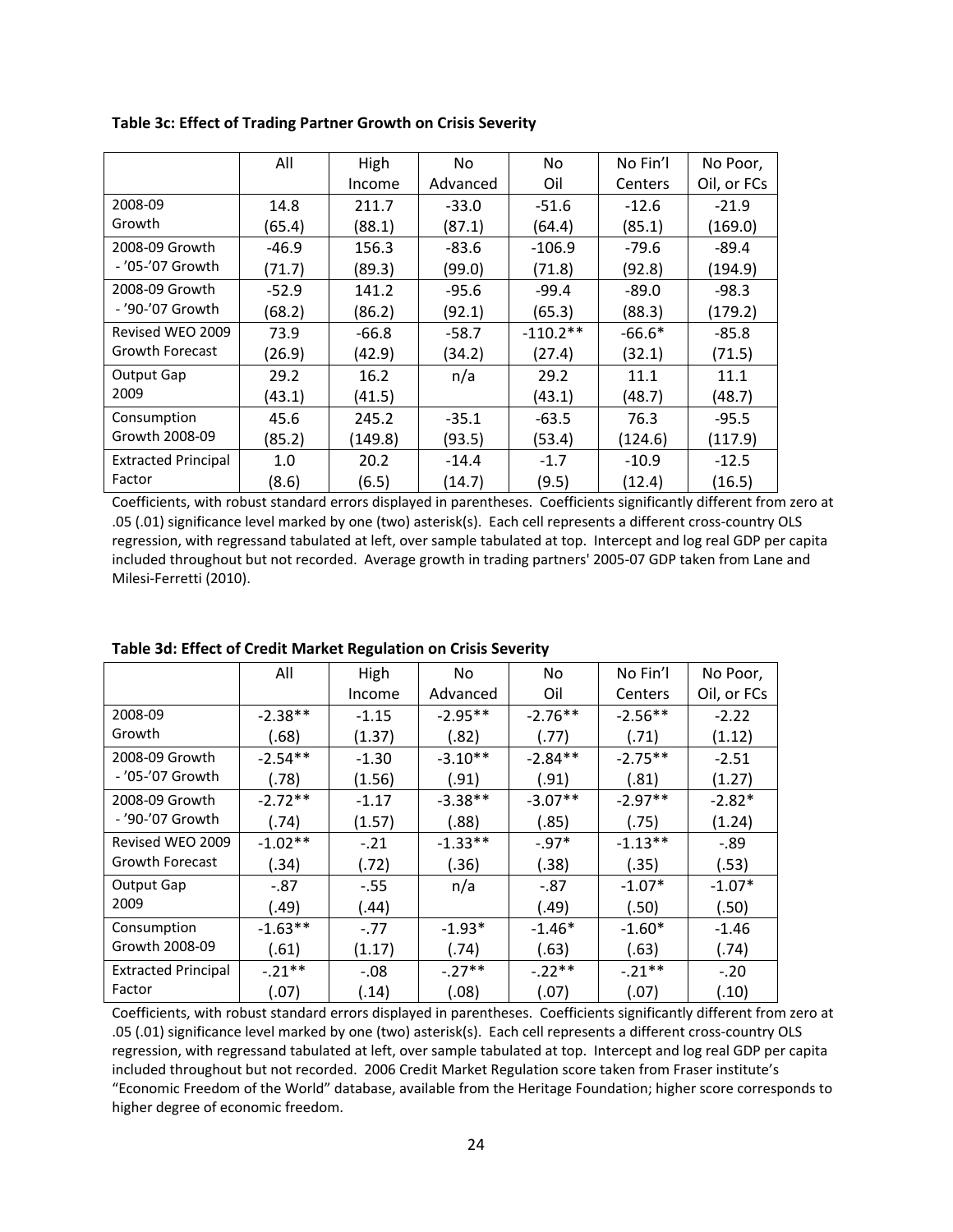**Table 3c: Effect of Trading Partner Growth on Crisis Severity**

| | All | High Income | No Advanced | No Oil | No Fin'l Centers | No Poor, Oil, or FCs |
|---|---|---|---|---|---|---|
| 2008-09 Growth | 14.8 (65.4) | 211.7 (88.1) | -33.0 (87.1) | -51.6 (64.4) | -12.6 (85.1) | -21.9 (169.0) |
| 2008-09 Growth - '05-'07 Growth | -46.9 (71.7) | 156.3 (89.3) | -83.6 (99.0) | -106.9 (71.8) | -79.6 (92.8) | -89.4 (194.9) |
| 2008-09 Growth - '90-'07 Growth | -52.9 (68.2) | 141.2 (86.2) | -95.6 (92.1) | -99.4 (65.3) | -89.0 (88.3) | -98.3 (179.2) |
| Revised WEO 2009 Growth Forecast | 73.9 (26.9) | -66.8 (42.9) | -58.7 (34.2) | -110.2** (27.4) | -66.6* (32.1) | -85.8 (71.5) |
| Output Gap 2009 | 29.2 (43.1) | 16.2 (41.5) | n/a | 29.2 (43.1) | 11.1 (48.7) | 11.1 (48.7) |
| Consumption Growth 2008-09 | 45.6 (85.2) | 245.2 (149.8) | -35.1 (93.5) | -63.5 (53.4) | 76.3 (124.6) | -95.5 (117.9) |
| Extracted Principal Factor | 1.0 (8.6) | 20.2 (6.5) | -14.4 (14.7) | -1.7 (9.5) | -10.9 (12.4) | -12.5 (16.5) |

Coefficients, with robust standard errors displayed in parentheses. Coefficients significantly different from zero at .05 (.01) significance level marked by one (two) asterisk(s). Each cell represents a different cross-country OLS regression, with regressand tabulated at left, over sample tabulated at top. Intercept and log real GDP per capita included throughout but not recorded. Average growth in trading partners' 2005-07 GDP taken from Lane and Milesi-Ferretti (2010).

**Table 3d: Effect of Credit Market Regulation on Crisis Severity**

| | All | High Income | No Advanced | No Oil | No Fin'l Centers | No Poor, Oil, or FCs |
|---|---|---|---|---|---|---|
| 2008-09 Growth | -2.38** (.68) | -1.15 (1.37) | -2.95** (.82) | -2.76** (.77) | -2.56** (.71) | -2.22 (1.12) |
| 2008-09 Growth - '05-'07 Growth | -2.54** (.78) | -1.30 (1.56) | -3.10** (.91) | -2.84** (.91) | -2.75** (.81) | -2.51 (1.27) |
| 2008-09 Growth - '90-'07 Growth | -2.72** (.74) | -1.17 (1.57) | -3.38** (.88) | -3.07** (.85) | -2.97** (.75) | -2.82* (1.24) |
| Revised WEO 2009 Growth Forecast | -1.02** (.34) | -.21 (.72) | -1.33** (.36) | -.97* (.38) | -1.13** (.35) | -.89 (.53) |
| Output Gap 2009 | -.87 (.49) | -.55 (.44) | n/a | -.87 (.49) | -1.07* (.50) | -1.07* (.50) |
| Consumption Growth 2008-09 | -1.63** (.61) | -.77 (1.17) | -1.93* (.74) | -1.46* (.63) | -1.60* (.63) | -1.46 (.74) |
| Extracted Principal Factor | -.21** (.07) | -.08 (.14) | -.27** (.08) | -.22** (.07) | -.21** (.07) | -.20 (.10) |

Coefficients, with robust standard errors displayed in parentheses. Coefficients significantly different from zero at .05 (.01) significance level marked by one (two) asterisk(s). Each cell represents a different cross-country OLS regression, with regressand tabulated at left, over sample tabulated at top. Intercept and log real GDP per capita included throughout but not recorded. 2006 Credit Market Regulation score taken from Fraser institute's "Economic Freedom of the World" database, available from the Heritage Foundation; higher score corresponds to higher degree of economic freedom.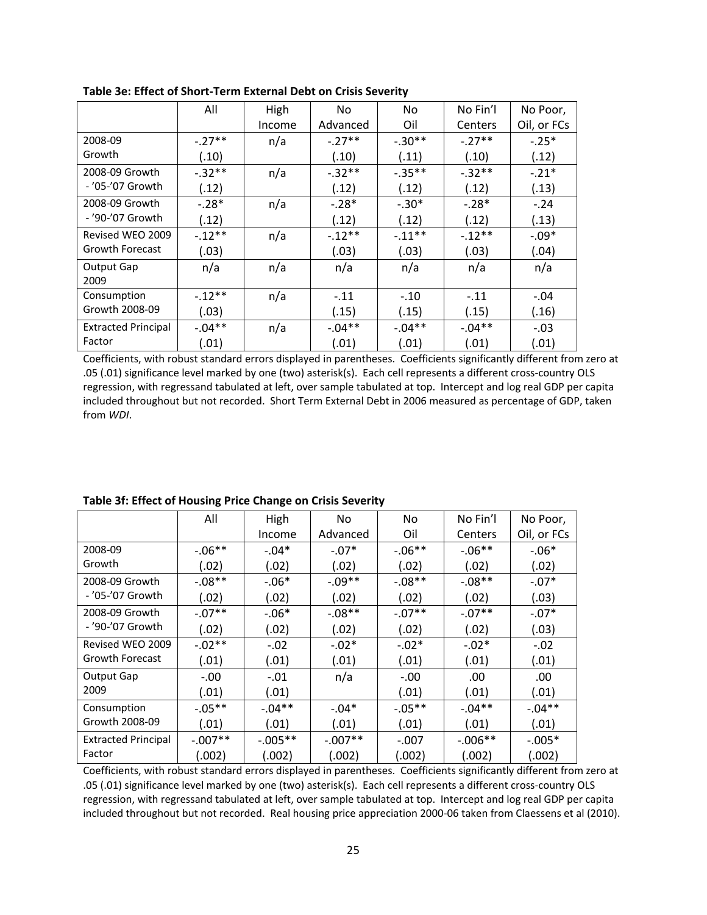**Table 3e: Effect of Short-Term External Debt on Crisis Severity**

| | All | High Income | No Advanced | No Oil | No Fin'l Centers | No Poor, Oil, or FCs |
|---|---|---|---|---|---|---|
| 2008-09 Growth | -.27** (.10) | n/a | -.27** (.10) | -.30** (.11) | -.27** (.10) | -.25* (.12) |
| 2008-09 Growth - '05-'07 Growth | -.32** (.12) | n/a | -.32** (.12) | -.35** (.12) | -.32** (.12) | -.21* (.13) |
| 2008-09 Growth - '90-'07 Growth | -.28* (.12) | n/a | -.28* (.12) | -.30* (.12) | -.28* (.12) | -.24 (.13) |
| Revised WEO 2009 Growth Forecast | -.12** (.03) | n/a | -.12** (.03) | -.11** (.03) | -.12** (.03) | -.09* (.04) |
| Output Gap 2009 | n/a | n/a | n/a | n/a | n/a | n/a |
| Consumption Growth 2008-09 | -.12** (.03) | n/a | -.11 (.15) | -.10 (.15) | -.11 (.15) | -.04 (.16) |
| Extracted Principal Factor | -.04** (.01) | n/a | -.04** (.01) | -.04** (.01) | -.04** (.01) | -.03 (.01) |

Coefficients, with robust standard errors displayed in parentheses. Coefficients significantly different from zero at .05 (.01) significance level marked by one (two) asterisk(s). Each cell represents a different cross-country OLS regression, with regressand tabulated at left, over sample tabulated at top. Intercept and log real GDP per capita included throughout but not recorded. Short Term External Debt in 2006 measured as percentage of GDP, taken from *WDI*.

**Table 3f: Effect of Housing Price Change on Crisis Severity**

| | All | High Income | No Advanced | No Oil | No Fin'l Centers | No Poor, Oil, or FCs |
|---|---|---|---|---|---|---|
| 2008-09 Growth | -.06** (.02) | -.04* (.02) | -.07* (.02) | -.06** (.02) | -.06** (.02) | -.06* (.02) |
| 2008-09 Growth - '05-'07 Growth | -.08** (.02) | -.06* (.02) | -.09** (.02) | -.08** (.02) | -.08** (.02) | -.07* (.03) |
| 2008-09 Growth - '90-'07 Growth | -.07** (.02) | -.06* (.02) | -.08** (.02) | -.07** (.02) | -.07** (.02) | -.07* (.03) |
| Revised WEO 2009 Growth Forecast | -.02** (.01) | -.02 (.01) | -.02* (.01) | -.02* (.01) | -.02* (.01) | -.02 (.01) |
| Output Gap 2009 | -.00 (.01) | -.01 (.01) | n/a | -.00 (.01) | .00 (.01) | .00 (.01) |
| Consumption Growth 2008-09 | -.05** (.01) | -.04** (.01) | -.04* (.01) | -.05** (.01) | -.04** (.01) | -.04** (.01) |
| Extracted Principal Factor | -.007** (.002) | -.005** (.002) | -.007** (.002) | -.007 (.002) | -.006** (.002) | -.005* (.002) |

Coefficients, with robust standard errors displayed in parentheses. Coefficients significantly different from zero at .05 (.01) significance level marked by one (two) asterisk(s). Each cell represents a different cross-country OLS regression, with regressand tabulated at left, over sample tabulated at top. Intercept and log real GDP per capita included throughout but not recorded. Real housing price appreciation 2000-06 taken from Claessens et al (2010).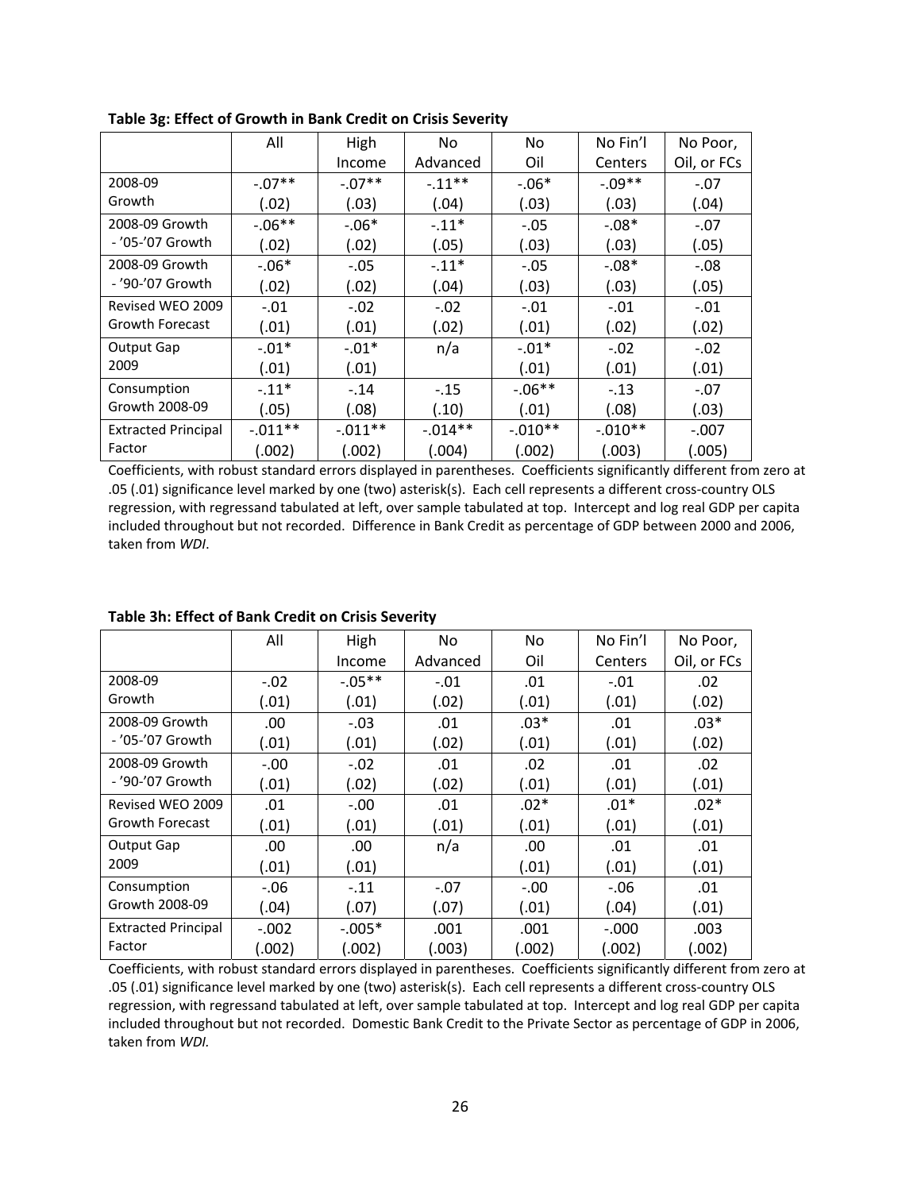**Table 3g: Effect of Growth in Bank Credit on Crisis Severity**

| | All | High Income | No Advanced | No Oil | No Fin'l Centers | No Poor, Oil, or FCs |
|---|---|---|---|---|---|---|
| 2008-09 Growth | -.07** (.02) | -.07** (.03) | -.11** (.04) | -.06* (.03) | -.09** (.03) | -.07 (.04) |
| 2008-09 Growth - '05-'07 Growth | -.06** (.02) | -.06* (.02) | -.11* (.05) | -.05 (.03) | -.08* (.03) | -.07 (.05) |
| 2008-09 Growth - '90-'07 Growth | -.06* (.02) | -.05 (.02) | -.11* (.04) | -.05 (.03) | -.08* (.03) | -.08 (.05) |
| Revised WEO 2009 Growth Forecast | -.01 (.01) | -.02 (.01) | -.02 (.02) | -.01 (.01) | -.01 (.02) | -.01 (.02) |
| Output Gap 2009 | -.01* (.01) | -.01* (.01) | n/a | -.01* (.01) | -.02 (.01) | -.02 (.01) |
| Consumption Growth 2008-09 | -.11* (.05) | -.14 (.08) | -.15 (.10) | -.06** (.01) | -.13 (.08) | -.07 (.03) |
| Extracted Principal Factor | -.011** (.002) | -.011** (.002) | -.014** (.004) | -.010** (.002) | -.010** (.003) | -.007 (.005) |

Coefficients, with robust standard errors displayed in parentheses. Coefficients significantly different from zero at .05 (.01) significance level marked by one (two) asterisk(s). Each cell represents a different cross-country OLS regression, with regressand tabulated at left, over sample tabulated at top. Intercept and log real GDP per capita included throughout but not recorded. Difference in Bank Credit as percentage of GDP between 2000 and 2006, taken from *WDI*.

**Table 3h: Effect of Bank Credit on Crisis Severity**

| | All | High Income | No Advanced | No Oil | No Fin'l Centers | No Poor, Oil, or FCs |
|---|---|---|---|---|---|---|
| 2008-09 Growth | -.02 (.01) | -.05** (.01) | -.01 (.02) | .01 (.01) | -.01 (.01) | .02 (.02) |
| 2008-09 Growth - '05-'07 Growth | .00 (.01) | -.03 (.01) | .01 (.02) | .03* (.01) | .01 (.01) | .03* (.02) |
| 2008-09 Growth - '90-'07 Growth | -.00 (.01) | -.02 (.02) | .01 (.02) | .02 (.01) | .01 (.01) | .02 (.01) |
| Revised WEO 2009 Growth Forecast | .01 (.01) | -.00 (.01) | .01 (.01) | .02* (.01) | .01* (.01) | .02* (.01) |
| Output Gap 2009 | .00 (.01) | .00 (.01) | n/a | .00 (.01) | .01 (.01) | .01 (.01) |
| Consumption Growth 2008-09 | -.06 (.04) | -.11 (.07) | -.07 (.07) | -.00 (.01) | -.06 (.04) | .01 (.01) |
| Extracted Principal Factor | -.002 (.002) | -.005* (.002) | .001 (.003) | .001 (.002) | -.000 (.002) | .003 (.002) |

Coefficients, with robust standard errors displayed in parentheses. Coefficients significantly different from zero at .05 (.01) significance level marked by one (two) asterisk(s). Each cell represents a different cross-country OLS regression, with regressand tabulated at left, over sample tabulated at top. Intercept and log real GDP per capita included throughout but not recorded. Domestic Bank Credit to the Private Sector as percentage of GDP in 2006, taken from *WDI.*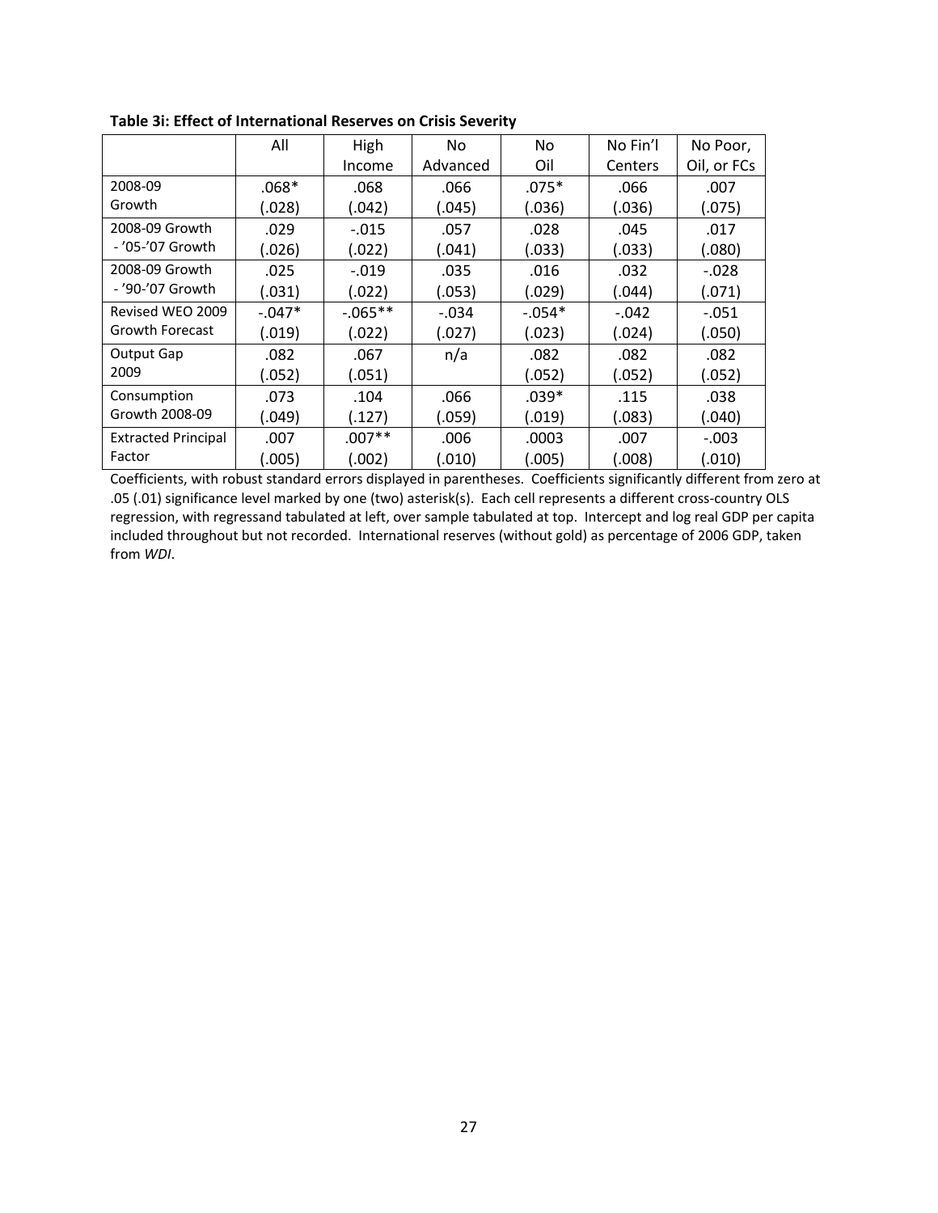**Table 3i: Effect of International Reserves on Crisis Severity**

| | All | High Income | No Advanced | No Oil | No Fin'l Centers | No Poor, Oil, or FCs |
|---|---|---|---|---|---|---|
| 2008-09 Growth | .068* (.028) | .068 (.042) | .066 (.045) | .075* (.036) | .066 (.036) | .007 (.075) |
| 2008-09 Growth - '05-'07 Growth | .029 (.026) | -.015 (.022) | .057 (.041) | .028 (.033) | .045 (.033) | .017 (.080) |
| 2008-09 Growth - '90-'07 Growth | .025 (.031) | -.019 (.022) | .035 (.053) | .016 (.029) | .032 (.044) | -.028 (.071) |
| Revised WEO 2009 Growth Forecast | -.047* (.019) | -.065** (.022) | -.034 (.027) | -.054* (.023) | -.042 (.024) | -.051 (.050) |
| Output Gap 2009 | .082 (.052) | .067 (.051) | n/a | .082 (.052) | .082 (.052) | .082 (.052) |
| Consumption Growth 2008-09 | .073 (.049) | .104 (.127) | .066 (.059) | .039* (.019) | .115 (.083) | .038 (.040) |
| Extracted Principal Factor | .007 (.005) | .007** (.002) | .006 (.010) | .0003 (.005) | .007 (.008) | -.003 (.010) |

Coefficients, with robust standard errors displayed in parentheses. Coefficients significantly different from zero at .05 (.01) significance level marked by one (two) asterisk(s). Each cell represents a different cross-country OLS regression, with regressand tabulated at left, over sample tabulated at top. Intercept and log real GDP per capita included throughout but not recorded. International reserves (without gold) as percentage of 2006 GDP, taken from *WDI*.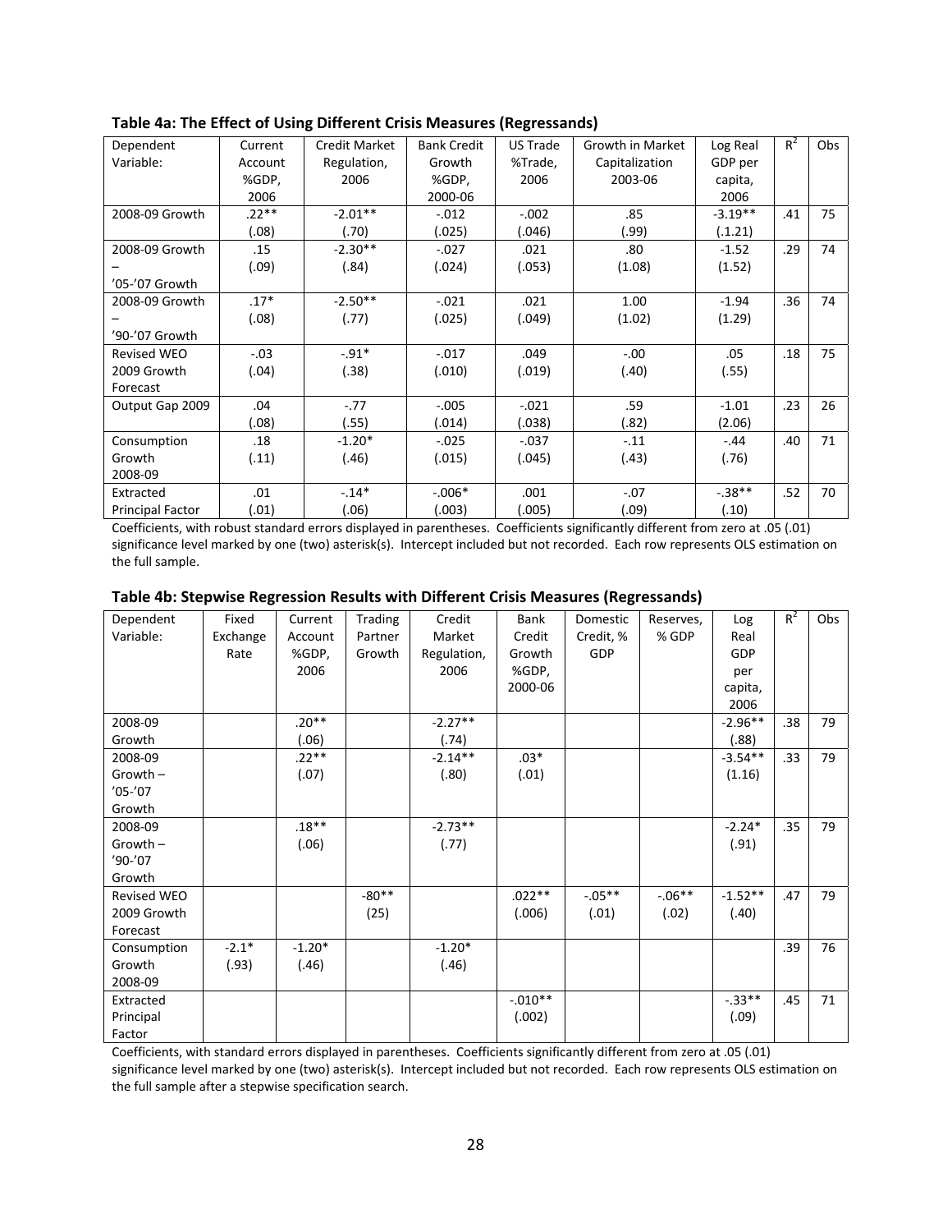**Table 4a: The Effect of Using Different Crisis Measures (Regressands)**

| Dependent Variable: | Current Account %GDP, 2006 | Credit Market Regulation, 2006 | Bank Credit Growth %GDP, 2000-06 | US Trade %Trade, 2006 | Growth in Market Capitalization 2003-06 | Log Real GDP per capita, 2006 | $R^2$ | Obs |
|---|---|---|---|---|---|---|---|---|
| 2008-09 Growth | .22** (.08) | -2.01** (.70) | -.012 (.025) | -.002 (.046) | .85 (.99) | -3.19** (.1.21) | .41 | 75 |
| 2008-09 Growth – '05-'07 Growth | .15 (.09) | -2.30** (.84) | -.027 (.024) | .021 (.053) | .80 (1.08) | -1.52 (1.52) | .29 | 74 |
| 2008-09 Growth – '90-'07 Growth | .17* (.08) | -2.50** (.77) | -.021 (.025) | .021 (.049) | 1.00 (1.02) | -1.94 (1.29) | .36 | 74 |
| Revised WEO 2009 Growth Forecast | -.03 (.04) | -.91* (.38) | -.017 (.010) | .049 (.019) | -.00 (.40) | .05 (.55) | .18 | 75 |
| Output Gap 2009 | .04 (.08) | -.77 (.55) | -.005 (.014) | -.021 (.038) | .59 (.82) | -1.01 (2.06) | .23 | 26 |
| Consumption Growth 2008-09 | .18 (.11) | -1.20* (.46) | -.025 (.015) | -.037 (.045) | -.11 (.43) | -.44 (.76) | .40 | 71 |
| Extracted Principal Factor | .01 (.01) | -.14* (.06) | -.006* (.003) | .001 (.005) | -.07 (.09) | -.38** (.10) | .52 | 70 |

Coefficients, with robust standard errors displayed in parentheses. Coefficients significantly different from zero at .05 (.01) significance level marked by one (two) asterisk(s). Intercept included but not recorded. Each row represents OLS estimation on the full sample.

**Table 4b: Stepwise Regression Results with Different Crisis Measures (Regressands)**

| Dependent Variable: | Fixed Exchange Rate | Current Account %GDP, 2006 | Trading Partner Growth | Credit Market Regulation, 2006 | Bank Credit Growth %GDP, 2000-06 | Domestic Credit, % GDP | Reserves, % GDP | Log Real GDP per capita, 2006 | $R^2$ | Obs |
|---|---|---|---|---|---|---|---|---|---|---|
| 2008-09 Growth | | .20** (.06) | | -2.27** (.74) | | | | -2.96** (.88) | .38 | 79 |
| 2008-09 Growth – '05-'07 Growth | | .22** (.07) | | -2.14** (.80) | .03* (.01) | | | -3.54** (1.16) | .33 | 79 |
| 2008-09 Growth – '90-'07 Growth | | .18** (.06) | | -2.73** (.77) | | | | -2.24* (.91) | .35 | 79 |
| Revised WEO 2009 Growth Forecast | | | -80** (25) | | .022** (.006) | -.05** (.01) | -.06** (.02) | -1.52** (.40) | .47 | 79 |
| Consumption Growth 2008-09 | -2.1* (.93) | -1.20* (.46) | | -1.20* (.46) | | | | | .39 | 76 |
| Extracted Principal Factor | | | | | -.010** (.002) | | | -.33** (.09) | .45 | 71 |

Coefficients, with standard errors displayed in parentheses. Coefficients significantly different from zero at .05 (.01) significance level marked by one (two) asterisk(s). Intercept included but not recorded. Each row represents OLS estimation on the full sample after a stepwise specification search.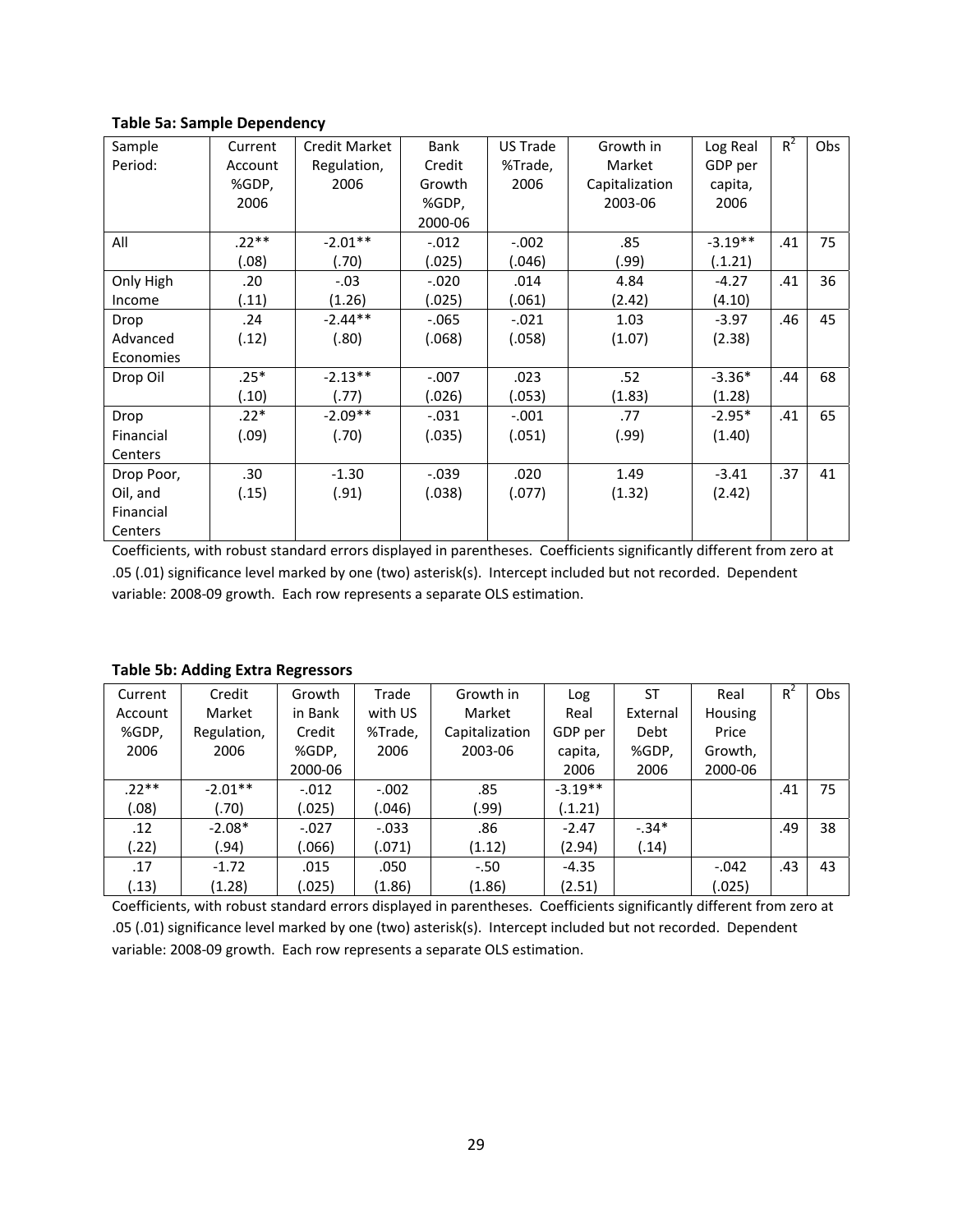**Table 5a: Sample Dependency**

| Sample Period: | Current Account %GDP, 2006 | Credit Market Regulation, 2006 | Bank Credit Growth %GDP, 2000-06 | US Trade %Trade, 2006 | Growth in Market Capitalization 2003-06 | Log Real GDP per capita, 2006 | $R^2$ | Obs |
|---|---|---|---|---|---|---|---|---|
| All | .22** (.08) | -2.01** (.70) | -.012 (.025) | -.002 (.046) | .85 (.99) | -3.19** (.1.21) | .41 | 75 |
| Only High Income | .20 (.11) | -.03 (1.26) | -.020 (.025) | .014 (.061) | 4.84 (2.42) | -4.27 (4.10) | .41 | 36 |
| Drop Advanced Economies | .24 (.12) | -2.44** (.80) | -.065 (.068) | -.021 (.058) | 1.03 (1.07) | -3.97 (2.38) | .46 | 45 |
| Drop Oil | .25* (.10) | -2.13** (.77) | -.007 (.026) | .023 (.053) | .52 (1.83) | -3.36* (1.28) | .44 | 68 |
| Drop Financial Centers | .22* (.09) | -2.09** (.70) | -.031 (.035) | -.001 (.051) | .77 (.99) | -2.95* (1.40) | .41 | 65 |
| Drop Poor, Oil, and Financial Centers | .30 (.15) | -1.30 (.91) | -.039 (.038) | .020 (.077) | 1.49 (1.32) | -3.41 (2.42) | .37 | 41 |

Coefficients, with robust standard errors displayed in parentheses. Coefficients significantly different from zero at .05 (.01) significance level marked by one (two) asterisk(s). Intercept included but not recorded. Dependent variable: 2008-09 growth. Each row represents a separate OLS estimation.

**Table 5b: Adding Extra Regressors**

| Current Account %GDP, 2006 | Credit Market Regulation, 2006 | Growth in Bank Credit %GDP, 2000-06 | Trade with US %Trade, 2006 | Growth in Market Capitalization 2003-06 | Log Real GDP per capita, 2006 | ST External Debt %GDP, 2006 | Real Housing Price Growth, 2000-06 | $R^2$ | Obs |
|---|---|---|---|---|---|---|---|---|---|
| .22** (.08) | -2.01** (.70) | -.012 (.025) | -.002 (.046) | .85 (.99) | -3.19** (.1.21) | | | .41 | 75 |
| .12 (.22) | -2.08* (.94) | -.027 (.066) | -.033 (.071) | .86 (1.12) | -2.47 (2.94) | -.34* (.14) | | .49 | 38 |
| .17 (.13) | -1.72 (1.28) | .015 (.025) | .050 (1.86) | -.50 (1.86) | -4.35 (2.51) | | -.042 (.025) | .43 | 43 |

Coefficients, with robust standard errors displayed in parentheses. Coefficients significantly different from zero at .05 (.01) significance level marked by one (two) asterisk(s). Intercept included but not recorded. Dependent variable: 2008-09 growth. Each row represents a separate OLS estimation.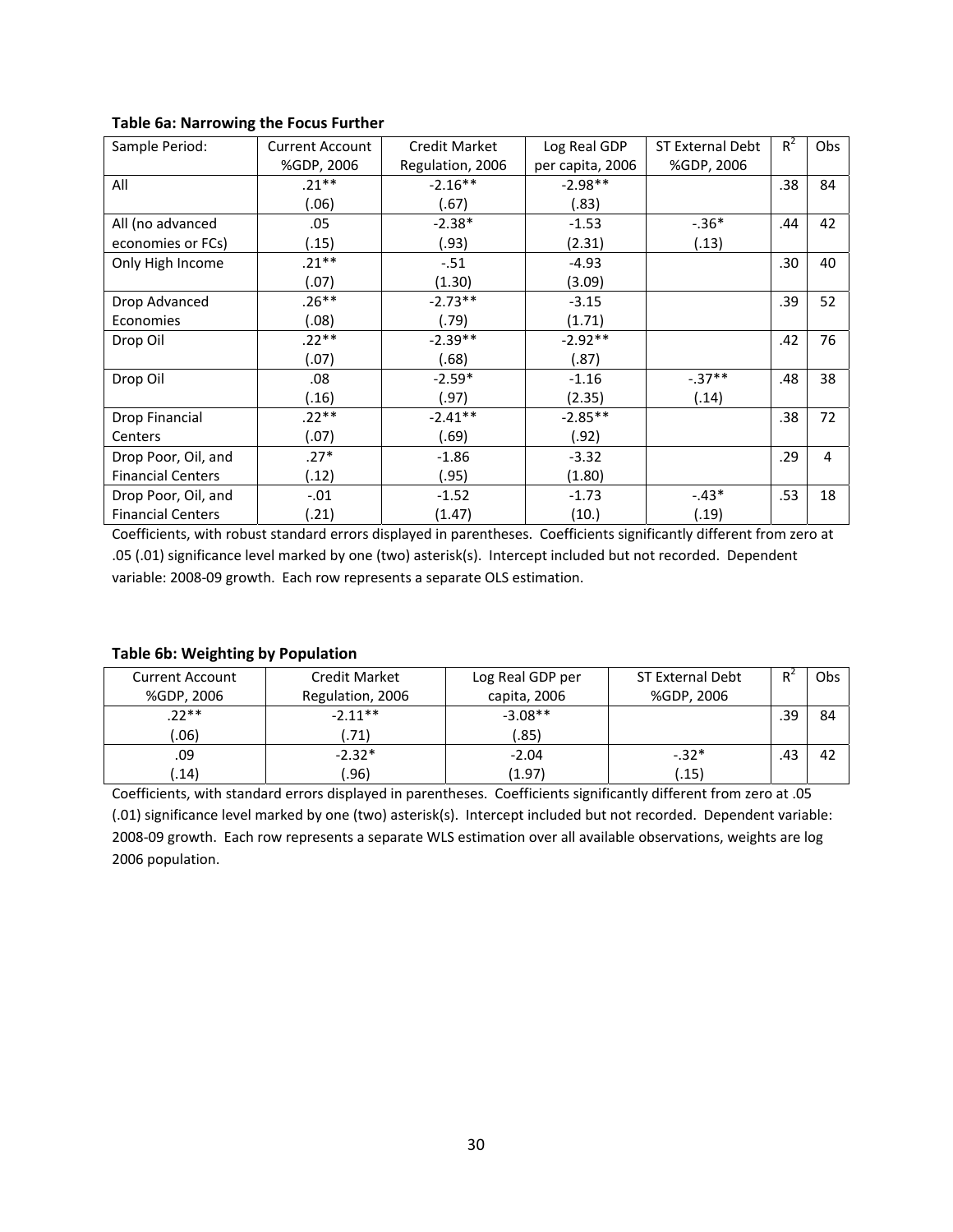**Table 6a: Narrowing the Focus Further**

| Sample Period: | Current Account %GDP, 2006 | Credit Market Regulation, 2006 | Log Real GDP per capita, 2006 | ST External Debt %GDP, 2006 | $R^2$ | Obs |
|---|---|---|---|---|---|---|
| All | .21** | -2.16** | -2.98** | | .38 | 84 |
| | (.06) | (.67) | (.83) | | | |
| All (no advanced economies or FCs) | .05 | -2.38* | -1.53 | -.36* | .44 | 42 |
| | (.15) | (.93) | (2.31) | (.13) | | |
| Only High Income | .21** | -.51 | -4.93 | | .30 | 40 |
| | (.07) | (1.30) | (3.09) | | | |
| Drop Advanced Economies | .26** | -2.73** | -3.15 | | .39 | 52 |
| | (.08) | (.79) | (1.71) | | | |
| Drop Oil | .22** | -2.39** | -2.92** | | .42 | 76 |
| | (.07) | (.68) | (.87) | | | |
| Drop Oil | .08 | -2.59* | -1.16 | -.37** | .48 | 38 |
| | (.16) | (.97) | (2.35) | (.14) | | |
| Drop Financial Centers | .22** | -2.41** | -2.85** | | .38 | 72 |
| | (.07) | (.69) | (.92) | | | |
| Drop Poor, Oil, and Financial Centers | .27* | -1.86 | -3.32 | | .29 | 4 |
| | (.12) | (.95) | (1.80) | | | |
| Drop Poor, Oil, and Financial Centers | -.01 | -1.52 | -1.73 | -.43* | .53 | 18 |
| | (.21) | (1.47) | (10.) | (.19) | | |

Coefficients, with robust standard errors displayed in parentheses. Coefficients significantly different from zero at .05 (.01) significance level marked by one (two) asterisk(s). Intercept included but not recorded. Dependent variable: 2008-09 growth. Each row represents a separate OLS estimation.

**Table 6b: Weighting by Population**

| Current Account %GDP, 2006 | Credit Market Regulation, 2006 | Log Real GDP per capita, 2006 | ST External Debt %GDP, 2006 | $R^2$ | Obs |
|---|---|---|---|---|---|
| .22** | -2.11** | -3.08** | | .39 | 84 |
| (.06) | (.71) | (.85) | | | |
| .09 | -2.32* | -2.04 | -.32* | .43 | 42 |
| (.14) | (.96) | (1.97) | (.15) | | |

Coefficients, with standard errors displayed in parentheses. Coefficients significantly different from zero at .05 (.01) significance level marked by one (two) asterisk(s). Intercept included but not recorded. Dependent variable: 2008-09 growth. Each row represents a separate WLS estimation over all available observations, weights are log 2006 population.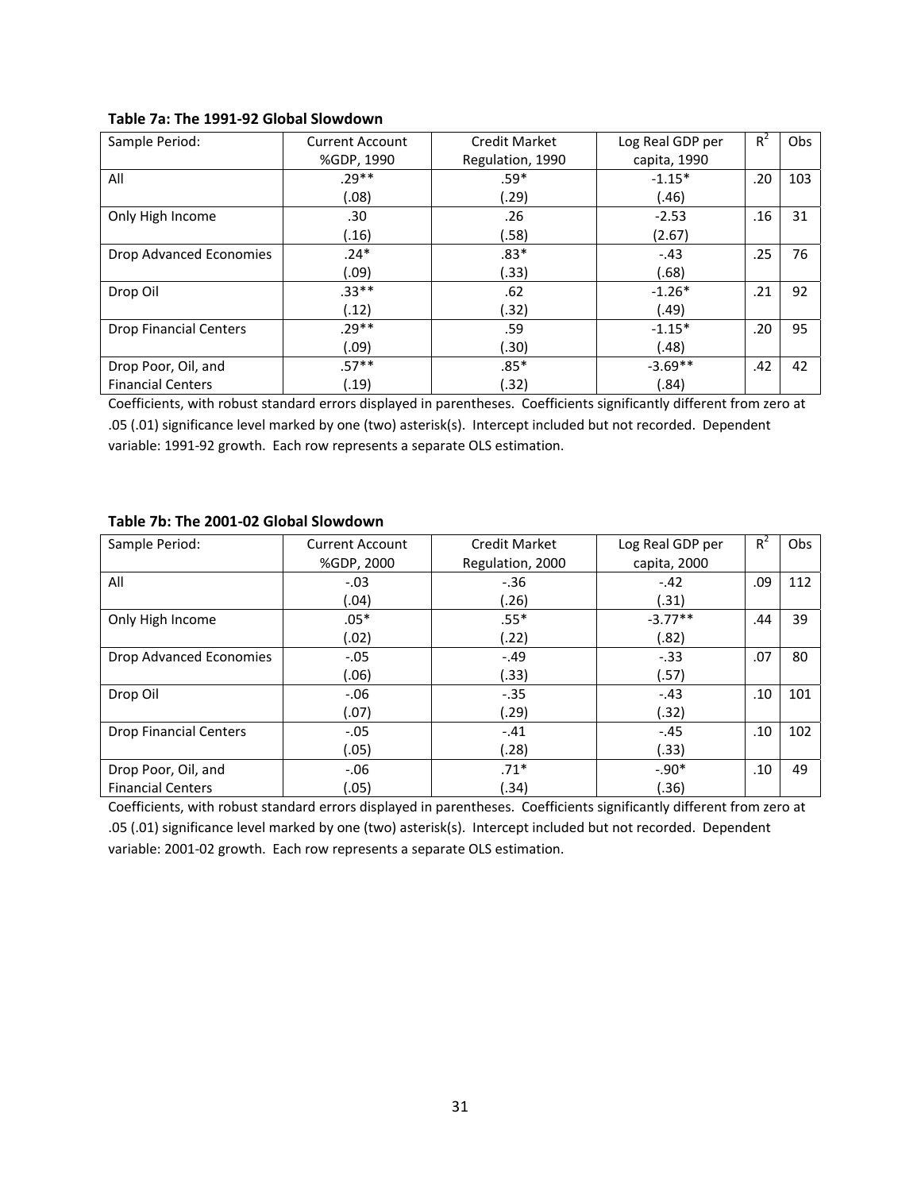**Table 7a: The 1991-92 Global Slowdown**

| Sample Period: | Current Account %GDP, 1990 | Credit Market Regulation, 1990 | Log Real GDP per capita, 1990 | $R^2$ | Obs |
|---|---|---|---|---|---|
| All | .29**<br>(.08) | .59*<br>(.29) | -1.15*<br>(.46) | .20 | 103 |
| Only High Income | .30<br>(.16) | .26<br>(.58) | -2.53<br>(2.67) | .16 | 31 |
| Drop Advanced Economies | .24*<br>(.09) | .83*<br>(.33) | -.43<br>(.68) | .25 | 76 |
| Drop Oil | .33**<br>(.12) | .62<br>(.32) | -1.26*<br>(.49) | .21 | 92 |
| Drop Financial Centers | .29**<br>(.09) | .59<br>(.30) | -1.15*<br>(.48) | .20 | 95 |
| Drop Poor, Oil, and Financial Centers | .57**<br>(.19) | .85*<br>(.32) | -3.69**<br>(.84) | .42 | 42 |

Coefficients, with robust standard errors displayed in parentheses. Coefficients significantly different from zero at .05 (.01) significance level marked by one (two) asterisk(s). Intercept included but not recorded. Dependent variable: 1991-92 growth. Each row represents a separate OLS estimation.

**Table 7b: The 2001-02 Global Slowdown**

| Sample Period: | Current Account %GDP, 2000 | Credit Market Regulation, 2000 | Log Real GDP per capita, 2000 | $R^2$ | Obs |
|---|---|---|---|---|---|
| All | -.03<br>(.04) | -.36<br>(.26) | -.42<br>(.31) | .09 | 112 |
| Only High Income | .05*<br>(.02) | .55*<br>(.22) | -3.77**<br>(.82) | .44 | 39 |
| Drop Advanced Economies | -.05<br>(.06) | -.49<br>(.33) | -.33<br>(.57) | .07 | 80 |
| Drop Oil | -.06<br>(.07) | -.35<br>(.29) | -.43<br>(.32) | .10 | 101 |
| Drop Financial Centers | -.05<br>(.05) | -.41<br>(.28) | -.45<br>(.33) | .10 | 102 |
| Drop Poor, Oil, and Financial Centers | -.06<br>(.05) | .71*<br>(.34) | -.90*<br>(.36) | .10 | 49 |

Coefficients, with robust standard errors displayed in parentheses. Coefficients significantly different from zero at .05 (.01) significance level marked by one (two) asterisk(s). Intercept included but not recorded. Dependent variable: 2001-02 growth. Each row represents a separate OLS estimation.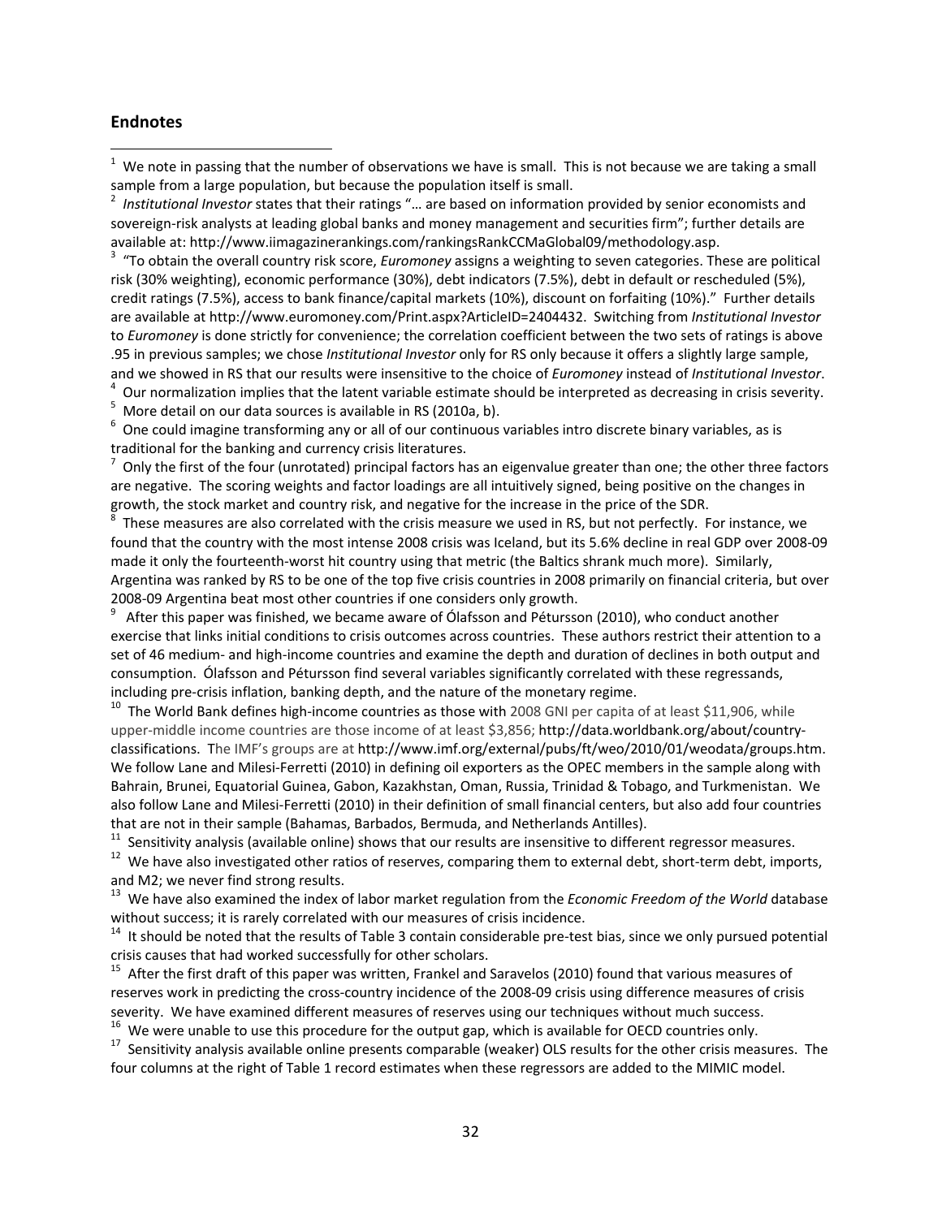## Endnotes

[1] We note in passing that the number of observations we have is small. This is not because we are taking a small sample from a large population, but because the population itself is small.

[2] *Institutional Investor* states that their ratings "… are based on information provided by senior economists and sovereign-risk analysts at leading global banks and money management and securities firm"; further details are available at: http://www.iimagazinerankings.com/rankingsRankCCMaGlobal09/methodology.asp.

[3] "To obtain the overall country risk score, *Euromoney* assigns a weighting to seven categories. These are political risk (30% weighting), economic performance (30%), debt indicators (7.5%), debt in default or rescheduled (5%), credit ratings (7.5%), access to bank finance/capital markets (10%), discount on forfaiting (10%)." Further details are available at http://www.euromoney.com/Print.aspx?ArticleID=2404432. Switching from *Institutional Investor* to *Euromoney* is done strictly for convenience; the correlation coefficient between the two sets of ratings is above .95 in previous samples; we chose *Institutional Investor* only for RS only because it offers a slightly large sample, and we showed in RS that our results were insensitive to the choice of *Euromoney* instead of *Institutional Investor*.

[4] Our normalization implies that the latent variable estimate should be interpreted as decreasing in crisis severity.

[5] More detail on our data sources is available in RS (2010a, b).

[6] One could imagine transforming any or all of our continuous variables intro discrete binary variables, as is traditional for the banking and currency crisis literatures.

[7] Only the first of the four (unrotated) principal factors has an eigenvalue greater than one; the other three factors are negative. The scoring weights and factor loadings are all intuitively signed, being positive on the changes in growth, the stock market and country risk, and negative for the increase in the price of the SDR.

[8] These measures are also correlated with the crisis measure we used in RS, but not perfectly. For instance, we found that the country with the most intense 2008 crisis was Iceland, but its 5.6% decline in real GDP over 2008-09 made it only the fourteenth-worst hit country using that metric (the Baltics shrank much more). Similarly, Argentina was ranked by RS to be one of the top five crisis countries in 2008 primarily on financial criteria, but over 2008-09 Argentina beat most other countries if one considers only growth.

[9] After this paper was finished, we became aware of Ólafsson and Pétursson (2010), who conduct another exercise that links initial conditions to crisis outcomes across countries. These authors restrict their attention to a set of 46 medium- and high-income countries and examine the depth and duration of declines in both output and consumption. Ólafsson and Pétursson find several variables significantly correlated with these regressands, including pre-crisis inflation, banking depth, and the nature of the monetary regime.

[10] The World Bank defines high-income countries as those with 2008 GNI per capita of at least \$11,906, while upper-middle income countries are those income of at least \$3,856; http://data.worldbank.org/about/country-classifications. The IMF's groups are at http://www.imf.org/external/pubs/ft/weo/2010/01/weodata/groups.htm. We follow Lane and Milesi-Ferretti (2010) in defining oil exporters as the OPEC members in the sample along with Bahrain, Brunei, Equatorial Guinea, Gabon, Kazakhstan, Oman, Russia, Trinidad & Tobago, and Turkmenistan. We also follow Lane and Milesi-Ferretti (2010) in their definition of small financial centers, but also add four countries that are not in their sample (Bahamas, Barbados, Bermuda, and Netherlands Antilles).

[11] Sensitivity analysis (available online) shows that our results are insensitive to different regressor measures.

[12] We have also investigated other ratios of reserves, comparing them to external debt, short-term debt, imports, and M2; we never find strong results.

[13] We have also examined the index of labor market regulation from the *Economic Freedom of the World* database without success; it is rarely correlated with our measures of crisis incidence.

[14] It should be noted that the results of Table 3 contain considerable pre-test bias, since we only pursued potential crisis causes that had worked successfully for other scholars.

[15] After the first draft of this paper was written, Frankel and Saravelos (2010) found that various measures of reserves work in predicting the cross-country incidence of the 2008-09 crisis using difference measures of crisis severity. We have examined different measures of reserves using our techniques without much success.

[16] We were unable to use this procedure for the output gap, which is available for OECD countries only.

[17] Sensitivity analysis available online presents comparable (weaker) OLS results for the other crisis measures. The four columns at the right of Table 1 record estimates when these regressors are added to the MIMIC model.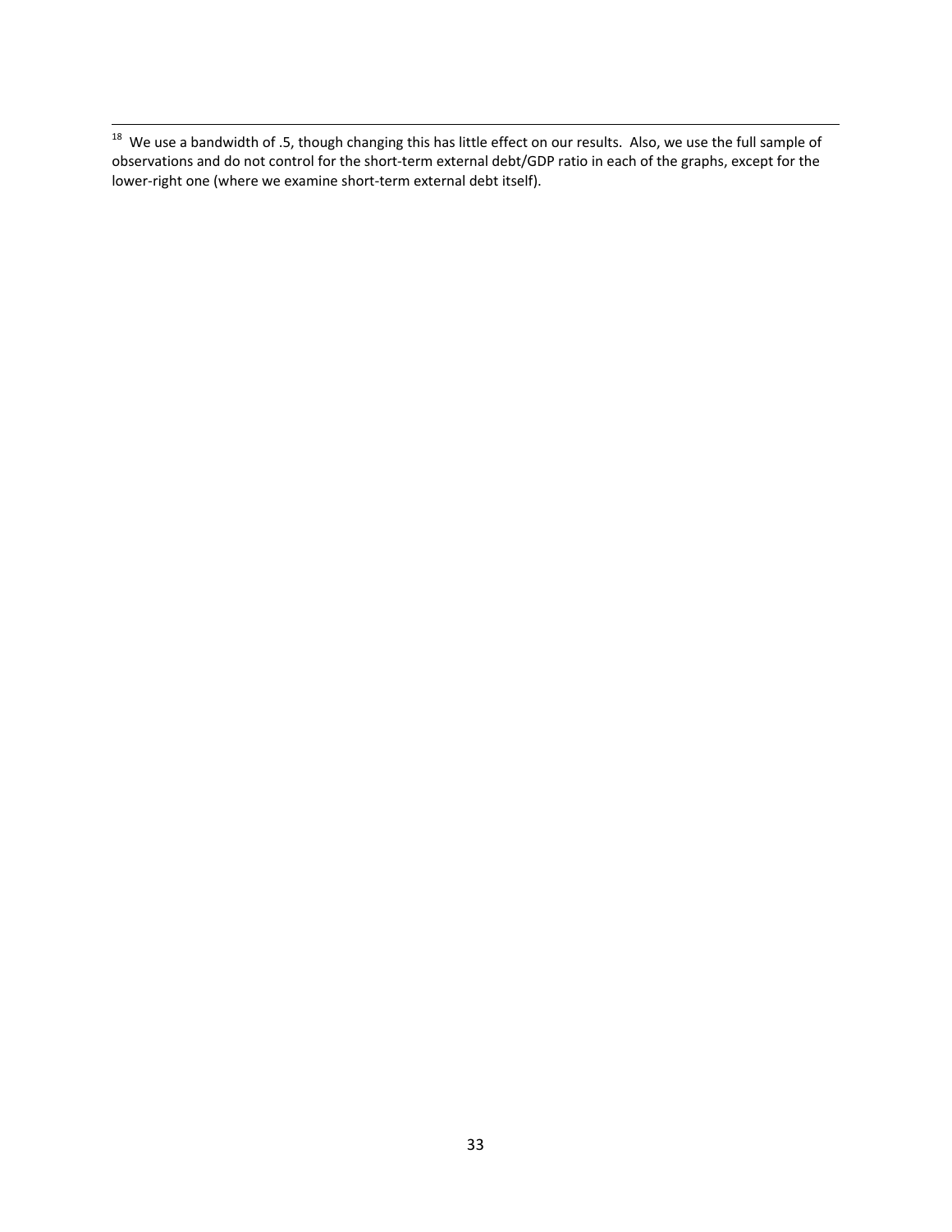[18] We use a bandwidth of .5, though changing this has little effect on our results. Also, we use the full sample of observations and do not control for the short-term external debt/GDP ratio in each of the graphs, except for the lower-right one (where we examine short-term external debt itself).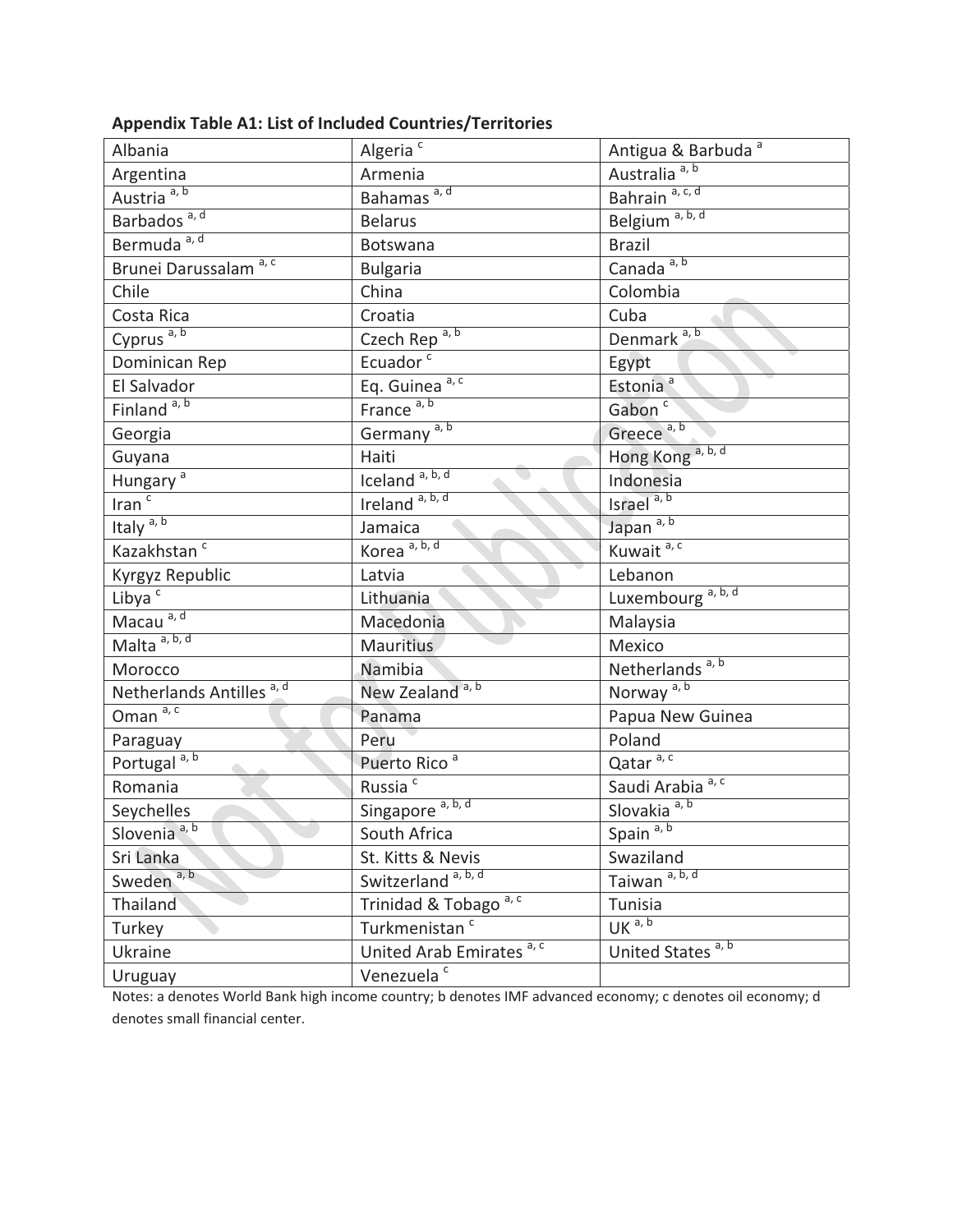**Appendix Table A1: List of Included Countries/Territories**

| | | |
|---|---|---|
| Albania | Algeria [c] | Antigua & Barbuda [a] |
| Argentina | Armenia | Australia [a, b] |
| Austria [a, b] | Bahamas [a, d] | Bahrain [a, c, d] |
| Barbados [a, d] | Belarus | Belgium [a, b, d] |
| Bermuda [a, d] | Botswana | Brazil |
| Brunei Darussalam [a, c] | Bulgaria | Canada [a, b] |
| Chile | China | Colombia |
| Costa Rica | Croatia | Cuba |
| Cyprus [a, b] | Czech Rep [a, b] | Denmark [a, b] |
| Dominican Rep | Ecuador [c] | Egypt |
| El Salvador | Eq. Guinea [a, c] | Estonia [a] |
| Finland [a, b] | France [a, b] | Gabon [c] |
| Georgia | Germany [a, b] | Greece [a, b] |
| Guyana | Haiti | Hong Kong [a, b, d] |
| Hungary [a] | Iceland [a, b, d] | Indonesia |
| Iran [c] | Ireland [a, b, d] | Israel [a, b] |
| Italy [a, b] | Jamaica | Japan [a, b] |
| Kazakhstan [c] | Korea [a, b, d] | Kuwait [a, c] |
| Kyrgyz Republic | Latvia | Lebanon |
| Libya [c] | Lithuania | Luxembourg [a, b, d] |
| Macau [a, d] | Macedonia | Malaysia |
| Malta [a, b, d] | Mauritius | Mexico |
| Morocco | Namibia | Netherlands [a, b] |
| Netherlands Antilles [a, d] | New Zealand [a, b] | Norway [a, b] |
| Oman [a, c] | Panama | Papua New Guinea |
| Paraguay | Peru | Poland |
| Portugal [a, b] | Puerto Rico [a] | Qatar [a, c] |
| Romania | Russia [c] | Saudi Arabia [a, c] |
| Seychelles | Singapore [a, b, d] | Slovakia [a, b] |
| Slovenia [a, b] | South Africa | Spain [a, b] |
| Sri Lanka | St. Kitts & Nevis | Swaziland |
| Sweden [a, b] | Switzerland [a, b, d] | Taiwan [a, b, d] |
| Thailand | Trinidad & Tobago [a, c] | Tunisia |
| Turkey | Turkmenistan [c] | UK [a, b] |
| Ukraine | United Arab Emirates [a, c] | United States [a, b] |
| Uruguay | Venezuela [c] | |

Notes: a denotes World Bank high income country; b denotes IMF advanced economy; c denotes oil economy; d denotes small financial center.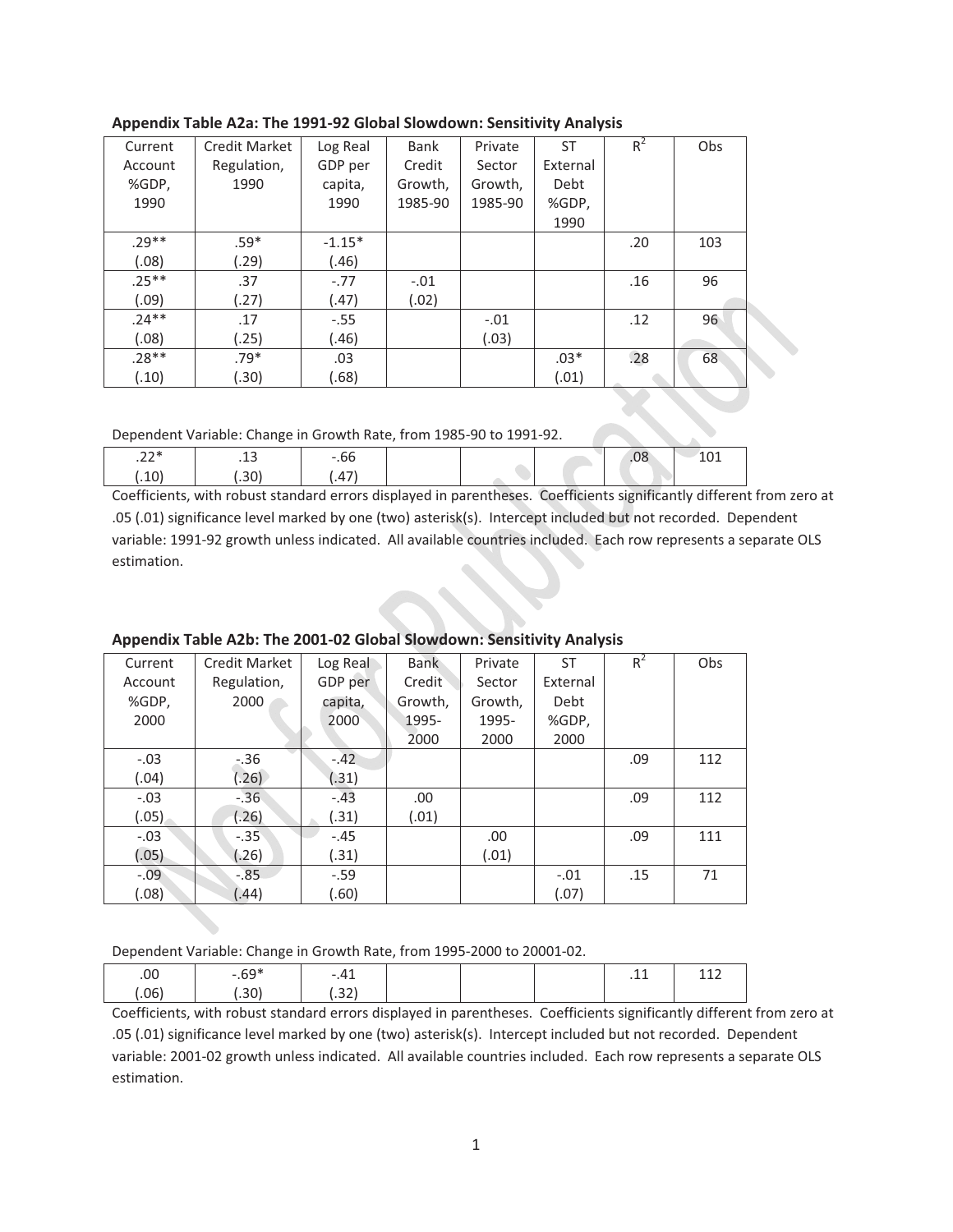**Appendix Table A2a: The 1991-92 Global Slowdown: Sensitivity Analysis**

| Current Account %GDP, 1990 | Credit Market Regulation, 1990 | Log Real GDP per capita, 1990 | Bank Credit Growth, 1985-90 | Private Sector Growth, 1985-90 | ST External Debt %GDP, 1990 | $R^2$ | Obs |
|---|---|---|---|---|---|---|---|
| .29** (.08) | .59* (.29) | -1.15* (.46) | | | | .20 | 103 |
| .25** (.09) | .37 (.27) | -.77 (.47) | -.01 (.02) | | | .16 | 96 |
| .24** (.08) | .17 (.25) | -.55 (.46) | | -.01 (.03) | | .12 | 96 |
| .28** (.10) | .79* (.30) | .03 (.68) | | | .03* (.01) | .28 | 68 |

Dependent Variable: Change in Growth Rate, from 1985-90 to 1991-92.

| | | | | | | | |
|---|---|---|---|---|---|---|---|
| .22* (.10) | .13 (.30) | -.66 (.47) | | | | .08 | 101 |

Coefficients, with robust standard errors displayed in parentheses. Coefficients significantly different from zero at .05 (.01) significance level marked by one (two) asterisk(s). Intercept included but not recorded. Dependent variable: 1991-92 growth unless indicated. All available countries included. Each row represents a separate OLS estimation.

**Appendix Table A2b: The 2001-02 Global Slowdown: Sensitivity Analysis**

| Current Account %GDP, 2000 | Credit Market Regulation, 2000 | Log Real GDP per capita, 2000 | Bank Credit Growth, 1995-2000 | Private Sector Growth, 1995-2000 | ST External Debt %GDP, 2000 | $R^2$ | Obs |
|---|---|---|---|---|---|---|---|
| -.03 (.04) | -.36 (.26) | -.42 (.31) | | | | .09 | 112 |
| -.03 (.05) | -.36 (.26) | -.43 (.31) | .00 (.01) | | | .09 | 112 |
| -.03 (.05) | -.35 (.26) | -.45 (.31) | | .00 (.01) | | .09 | 111 |
| -.09 (.08) | -.85 (.44) | -.59 (.60) | | | -.01 (.07) | .15 | 71 |

Dependent Variable: Change in Growth Rate, from 1995-2000 to 20001-02.

| | | | | | | | |
|---|---|---|---|---|---|---|---|
| .00 (.06) | -.69* (.30) | -.41 (.32) | | | | .11 | 112 |

Coefficients, with robust standard errors displayed in parentheses. Coefficients significantly different from zero at .05 (.01) significance level marked by one (two) asterisk(s). Intercept included but not recorded. Dependent variable: 2001-02 growth unless indicated. All available countries included. Each row represents a separate OLS estimation.